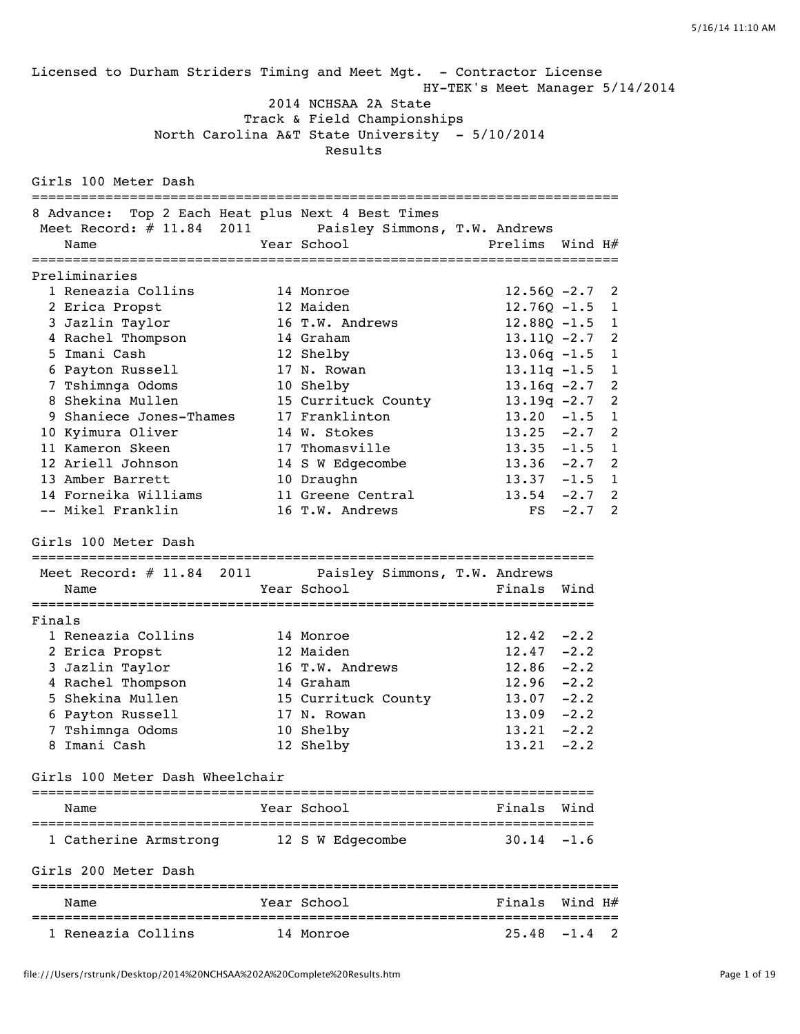Licensed to Durham Striders Timing and Meet Mgt. - Contractor License
HY-TEK's Meet Manager 5/14/2014

# 2014 NCHSAA 2A State Track & Field Championships

North Carolina A&T State University - 5/10/2014

Results

## Girls 100 Meter Dash

8 Advance: Top 2 Each Heat plus Next 4 Best Times

Meet Record: # 11.84 2011 Paisley Simmons, T.W. Andrews

**Preliminaries**

| | Name | Year | School | Prelims | Wind | H# |
|---|---|---|---|---|---|---|
| 1 | Reneazia Collins | 14 | Monroe | 12.56Q | -2.7 | 2 |
| 2 | Erica Propst | 12 | Maiden | 12.76Q | -1.5 | 1 |
| 3 | Jazlin Taylor | 16 | T.W. Andrews | 12.88Q | -1.5 | 1 |
| 4 | Rachel Thompson | 14 | Graham | 13.11Q | -2.7 | 2 |
| 5 | Imani Cash | 12 | Shelby | 13.06q | -1.5 | 1 |
| 6 | Payton Russell | 17 | N. Rowan | 13.11q | -1.5 | 1 |
| 7 | Tshimnga Odoms | 10 | Shelby | 13.16q | -2.7 | 2 |
| 8 | Shekina Mullen | 15 | Currituck County | 13.19q | -2.7 | 2 |
| 9 | Shaniece Jones-Thames | 17 | Franklinton | 13.20 | -1.5 | 1 |
| 10 | Kyimura Oliver | 14 | W. Stokes | 13.25 | -2.7 | 2 |
| 11 | Kameron Skeen | 17 | Thomasville | 13.35 | -1.5 | 1 |
| 12 | Ariell Johnson | 14 | S W Edgecombe | 13.36 | -2.7 | 2 |
| 13 | Amber Barrett | 10 | Draughn | 13.37 | -1.5 | 1 |
| 14 | Forneika Williams | 11 | Greene Central | 13.54 | -2.7 | 2 |
| -- | Mikel Franklin | 16 | T.W. Andrews | FS | -2.7 | 2 |

## Girls 100 Meter Dash

Meet Record: # 11.84 2011 Paisley Simmons, T.W. Andrews

**Finals**

| | Name | Year | School | Finals | Wind |
|---|---|---|---|---|---|
| 1 | Reneazia Collins | 14 | Monroe | 12.42 | -2.2 |
| 2 | Erica Propst | 12 | Maiden | 12.47 | -2.2 |
| 3 | Jazlin Taylor | 16 | T.W. Andrews | 12.86 | -2.2 |
| 4 | Rachel Thompson | 14 | Graham | 12.96 | -2.2 |
| 5 | Shekina Mullen | 15 | Currituck County | 13.07 | -2.2 |
| 6 | Payton Russell | 17 | N. Rowan | 13.09 | -2.2 |
| 7 | Tshimnga Odoms | 10 | Shelby | 13.21 | -2.2 |
| 8 | Imani Cash | 12 | Shelby | 13.21 | -2.2 |

## Girls 100 Meter Dash Wheelchair

| | Name | Year | School | Finals | Wind |
|---|---|---|---|---|---|
| 1 | Catherine Armstrong | 12 | S W Edgecombe | 30.14 | -1.6 |

## Girls 200 Meter Dash

| | Name | Year | School | Finals | Wind | H# |
|---|---|---|---|---|---|---|
| 1 | Reneazia Collins | 14 | Monroe | 25.48 | -1.4 | 2 |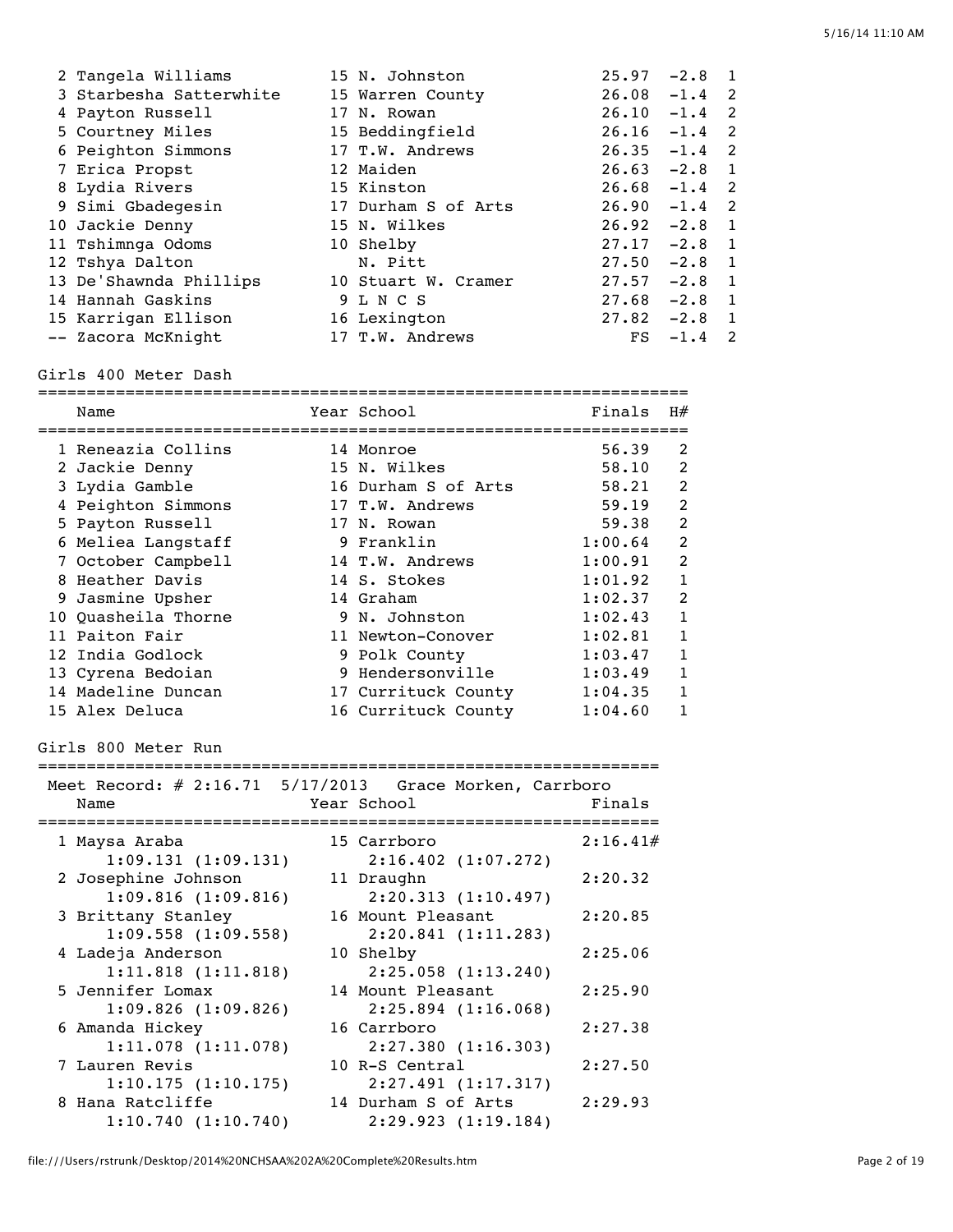| Place | Name | Year | School | Finals | Wind | H# |
|---|---|---|---|---|---|---|
| 2 | Tangela Williams | 15 | N. Johnston | 25.97 | -2.8 | 1 |
| 3 | Starbesha Satterwhite | 15 | Warren County | 26.08 | -1.4 | 2 |
| 4 | Payton Russell | 17 | N. Rowan | 26.10 | -1.4 | 2 |
| 5 | Courtney Miles | 15 | Beddingfield | 26.16 | -1.4 | 2 |
| 6 | Peighton Simmons | 17 | T.W. Andrews | 26.35 | -1.4 | 2 |
| 7 | Erica Propst | 12 | Maiden | 26.63 | -2.8 | 1 |
| 8 | Lydia Rivers | 15 | Kinston | 26.68 | -1.4 | 2 |
| 9 | Simi Gbadegesin | 17 | Durham S of Arts | 26.90 | -1.4 | 2 |
| 10 | Jackie Denny | 15 | N. Wilkes | 26.92 | -2.8 | 1 |
| 11 | Tshimnga Odoms | 10 | Shelby | 27.17 | -2.8 | 1 |
| 12 | Tshya Dalton | | N. Pitt | 27.50 | -2.8 | 1 |
| 13 | De'Shawnda Phillips | 10 | Stuart W. Cramer | 27.57 | -2.8 | 1 |
| 14 | Hannah Gaskins | 9 | L N C S | 27.68 | -2.8 | 1 |
| 15 | Karrigan Ellison | 16 | Lexington | 27.82 | -2.8 | 1 |
| -- | Zacora McKnight | 17 | T.W. Andrews | FS | -1.4 | 2 |

## Girls 400 Meter Dash

| Place | Name | Year | School | Finals | H# |
|---|---|---|---|---|---|
| 1 | Reneazia Collins | 14 | Monroe | 56.39 | 2 |
| 2 | Jackie Denny | 15 | N. Wilkes | 58.10 | 2 |
| 3 | Lydia Gamble | 16 | Durham S of Arts | 58.21 | 2 |
| 4 | Peighton Simmons | 17 | T.W. Andrews | 59.19 | 2 |
| 5 | Payton Russell | 17 | N. Rowan | 59.38 | 2 |
| 6 | Meliea Langstaff | 9 | Franklin | 1:00.64 | 2 |
| 7 | October Campbell | 14 | T.W. Andrews | 1:00.91 | 2 |
| 8 | Heather Davis | 14 | S. Stokes | 1:01.92 | 1 |
| 9 | Jasmine Upsher | 14 | Graham | 1:02.37 | 2 |
| 10 | Quasheila Thorne | 9 | N. Johnston | 1:02.43 | 1 |
| 11 | Paiton Fair | 11 | Newton-Conover | 1:02.81 | 1 |
| 12 | India Godlock | 9 | Polk County | 1:03.47 | 1 |
| 13 | Cyrena Bedoian | 9 | Hendersonville | 1:03.49 | 1 |
| 14 | Madeline Duncan | 17 | Currituck County | 1:04.35 | 1 |
| 15 | Alex Deluca | 16 | Currituck County | 1:04.60 | 1 |

## Girls 800 Meter Run

Meet Record: # 2:16.71 5/17/2013 Grace Morken, Carrboro

| Place | Name | Year | School | Finals |
|---|---|---|---|---|
| 1 | Maysa Araba | 15 | Carrboro | 2:16.41# |
| | 1:09.131 (1:09.131) | | 2:16.402 (1:07.272) | |
| 2 | Josephine Johnson | 11 | Draughn | 2:20.32 |
| | 1:09.816 (1:09.816) | | 2:20.313 (1:10.497) | |
| 3 | Brittany Stanley | 16 | Mount Pleasant | 2:20.85 |
| | 1:09.558 (1:09.558) | | 2:20.841 (1:11.283) | |
| 4 | Ladeja Anderson | 10 | Shelby | 2:25.06 |
| | 1:11.818 (1:11.818) | | 2:25.058 (1:13.240) | |
| 5 | Jennifer Lomax | 14 | Mount Pleasant | 2:25.90 |
| | 1:09.826 (1:09.826) | | 2:25.894 (1:16.068) | |
| 6 | Amanda Hickey | 16 | Carrboro | 2:27.38 |
| | 1:11.078 (1:11.078) | | 2:27.380 (1:16.303) | |
| 7 | Lauren Revis | 10 | R-S Central | 2:27.50 |
| | 1:10.175 (1:10.175) | | 2:27.491 (1:17.317) | |
| 8 | Hana Ratcliffe | 14 | Durham S of Arts | 2:29.93 |
| | 1:10.740 (1:10.740) | | 2:29.923 (1:19.184) | |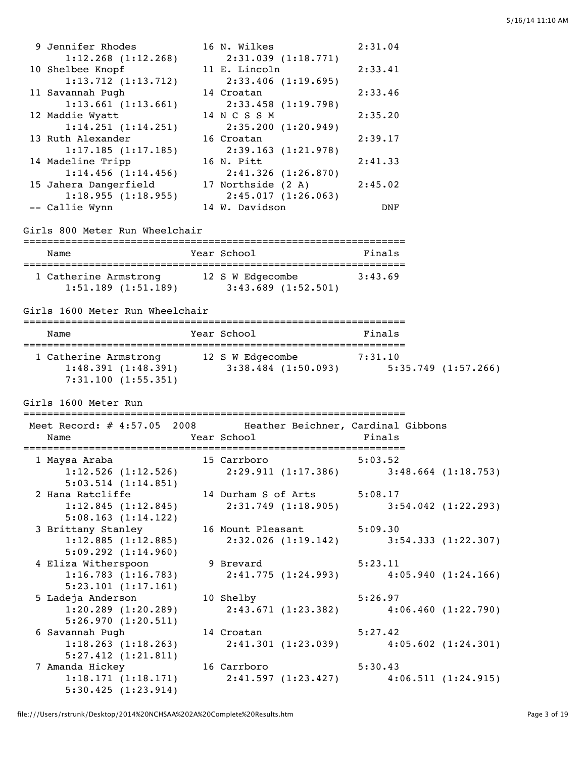```
  9 Jennifer Rhodes        16 N. Wilkes            2:31.04
       1:12.268 (1:12.268)     2:31.039 (1:18.771)
 10 Shelbee Knopf          11 E. Lincoln           2:33.41
       1:13.712 (1:13.712)     2:33.406 (1:19.695)
 11 Savannah Pugh          14 Croatan              2:33.46
       1:13.661 (1:13.661)     2:33.458 (1:19.798)
 12 Maddie Wyatt           14 N C S S M            2:35.20
       1:14.251 (1:14.251)     2:35.200 (1:20.949)
 13 Ruth Alexander         16 Croatan              2:39.17
       1:17.185 (1:17.185)     2:39.163 (1:21.978)
 14 Madeline Tripp         16 N. Pitt              2:41.33
       1:14.456 (1:14.456)     2:41.326 (1:26.870)
 15 Jahera Dangerfield     17 Northside (2 A)      2:45.02
       1:18.955 (1:18.955)     2:45.017 (1:26.063)
 -- Callie Wynn            14 W. Davidson              DNF
```

## Girls 800 Meter Run Wheelchair

```
================================================================
    Name                    Year School                  Finals
================================================================
  1 Catherine Armstrong     12 S W Edgecombe          3:43.69
       1:51.189 (1:51.189)      3:43.689 (1:52.501)
```

## Girls 1600 Meter Run Wheelchair

```
================================================================
    Name                    Year School                  Finals
================================================================
  1 Catherine Armstrong     12 S W Edgecombe          7:31.10
       1:48.391 (1:48.391)      3:38.484 (1:50.093)      5:35.749 (1:57.266)
       7:31.100 (1:55.351)
```

## Girls 1600 Meter Run

```
================================================================
 Meet Record: # 4:57.05  2008       Heather Beichner, Cardinal Gibbons
    Name                    Year School                  Finals
================================================================
  1 Maysa Araba             15 Carrboro               5:03.52
       1:12.526 (1:12.526)      2:29.911 (1:17.386)      3:48.664 (1:18.753)
       5:03.514 (1:14.851)
  2 Hana Ratcliffe          14 Durham S of Arts       5:08.17
       1:12.845 (1:12.845)      2:31.749 (1:18.905)      3:54.042 (1:22.293)
       5:08.163 (1:14.122)
  3 Brittany Stanley        16 Mount Pleasant         5:09.30
       1:12.885 (1:12.885)      2:32.026 (1:19.142)      3:54.333 (1:22.307)
       5:09.292 (1:14.960)
  4 Eliza Witherspoon        9 Brevard                5:23.11
       1:16.783 (1:16.783)      2:41.775 (1:24.993)      4:05.940 (1:24.166)
       5:23.101 (1:17.161)
  5 Ladeja Anderson         10 Shelby                 5:26.97
       1:20.289 (1:20.289)      2:43.671 (1:23.382)      4:06.460 (1:22.790)
       5:26.970 (1:20.511)
  6 Savannah Pugh           14 Croatan                5:27.42
       1:18.263 (1:18.263)      2:41.301 (1:23.039)      4:05.602 (1:24.301)
       5:27.412 (1:21.811)
  7 Amanda Hickey           16 Carrboro               5:30.43
       1:18.171 (1:18.171)      2:41.597 (1:23.427)      4:06.511 (1:24.915)
       5:30.425 (1:23.914)
```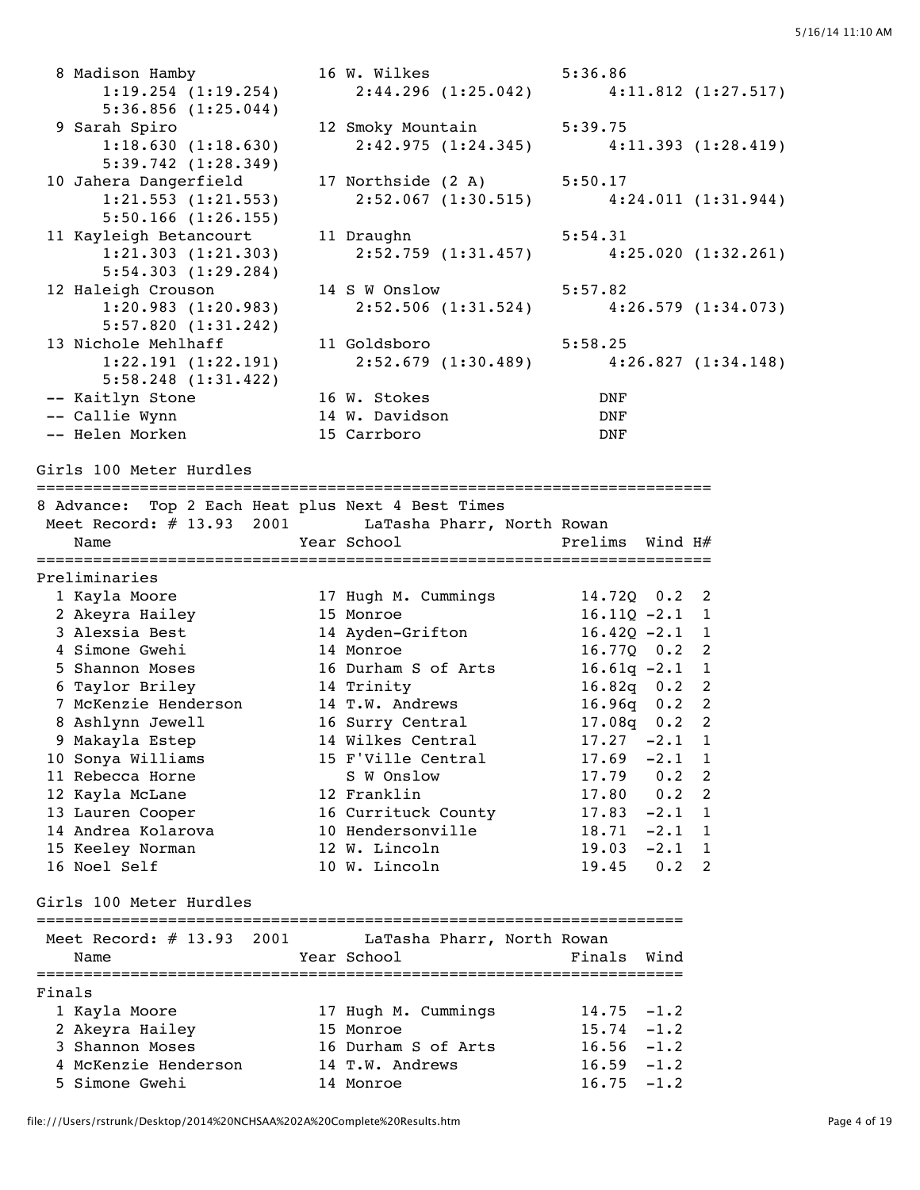| Place | Name | Year | School | Finals |
|---|---|---|---|---|
| 8 | Madison Hamby | 16 | W. Wilkes | 5:36.86 |
| | 1:19.254 (1:19.254) | | 2:44.296 (1:25.042) | 4:11.812 (1:27.517) |
| | 5:36.856 (1:25.044) | | | |
| 9 | Sarah Spiro | 12 | Smoky Mountain | 5:39.75 |
| | 1:18.630 (1:18.630) | | 2:42.975 (1:24.345) | 4:11.393 (1:28.419) |
| | 5:39.742 (1:28.349) | | | |
| 10 | Jahera Dangerfield | 17 | Northside (2 A) | 5:50.17 |
| | 1:21.553 (1:21.553) | | 2:52.067 (1:30.515) | 4:24.011 (1:31.944) |
| | 5:50.166 (1:26.155) | | | |
| 11 | Kayleigh Betancourt | 11 | Draughn | 5:54.31 |
| | 1:21.303 (1:21.303) | | 2:52.759 (1:31.457) | 4:25.020 (1:32.261) |
| | 5:54.303 (1:29.284) | | | |
| 12 | Haleigh Crouson | 14 | S W Onslow | 5:57.82 |
| | 1:20.983 (1:20.983) | | 2:52.506 (1:31.524) | 4:26.579 (1:34.073) |
| | 5:57.820 (1:31.242) | | | |
| 13 | Nichole Mehlhaff | 11 | Goldsboro | 5:58.25 |
| | 1:22.191 (1:22.191) | | 2:52.679 (1:30.489) | 4:26.827 (1:34.148) |
| | 5:58.248 (1:31.422) | | | |
| -- | Kaitlyn Stone | 16 | W. Stokes | DNF |
| -- | Callie Wynn | 14 | W. Davidson | DNF |
| -- | Helen Morken | 15 | Carrboro | DNF |

## Girls 100 Meter Hurdles

8 Advance: Top 2 Each Heat plus Next 4 Best Times
Meet Record: # 13.93 2001 LaTasha Pharr, North Rowan

### Preliminaries

| Place | Name | Year | School | Prelims | Wind | H# |
|---|---|---|---|---|---|---|
| 1 | Kayla Moore | 17 | Hugh M. Cummings | 14.72Q | 0.2 | 2 |
| 2 | Akeyra Hailey | 15 | Monroe | 16.11Q | -2.1 | 1 |
| 3 | Alexsia Best | 14 | Ayden-Grifton | 16.42Q | -2.1 | 1 |
| 4 | Simone Gwehi | 14 | Monroe | 16.77Q | 0.2 | 2 |
| 5 | Shannon Moses | 16 | Durham S of Arts | 16.61q | -2.1 | 1 |
| 6 | Taylor Briley | 14 | Trinity | 16.82q | 0.2 | 2 |
| 7 | McKenzie Henderson | 14 | T.W. Andrews | 16.96q | 0.2 | 2 |
| 8 | Ashlynn Jewell | 16 | Surry Central | 17.08q | 0.2 | 2 |
| 9 | Makayla Estep | 14 | Wilkes Central | 17.27 | -2.1 | 1 |
| 10 | Sonya Williams | 15 | F'Ville Central | 17.69 | -2.1 | 1 |
| 11 | Rebecca Horne | | S W Onslow | 17.79 | 0.2 | 2 |
| 12 | Kayla McLane | 12 | Franklin | 17.80 | 0.2 | 2 |
| 13 | Lauren Cooper | 16 | Currituck County | 17.83 | -2.1 | 1 |
| 14 | Andrea Kolarova | 10 | Hendersonville | 18.71 | -2.1 | 1 |
| 15 | Keeley Norman | 12 | W. Lincoln | 19.03 | -2.1 | 1 |
| 16 | Noel Self | 10 | W. Lincoln | 19.45 | 0.2 | 2 |

## Girls 100 Meter Hurdles

Meet Record: # 13.93 2001 LaTasha Pharr, North Rowan

### Finals

| Place | Name | Year | School | Finals | Wind |
|---|---|---|---|---|---|
| 1 | Kayla Moore | 17 | Hugh M. Cummings | 14.75 | -1.2 |
| 2 | Akeyra Hailey | 15 | Monroe | 15.74 | -1.2 |
| 3 | Shannon Moses | 16 | Durham S of Arts | 16.56 | -1.2 |
| 4 | McKenzie Henderson | 14 | T.W. Andrews | 16.59 | -1.2 |
| 5 | Simone Gwehi | 14 | Monroe | 16.75 | -1.2 |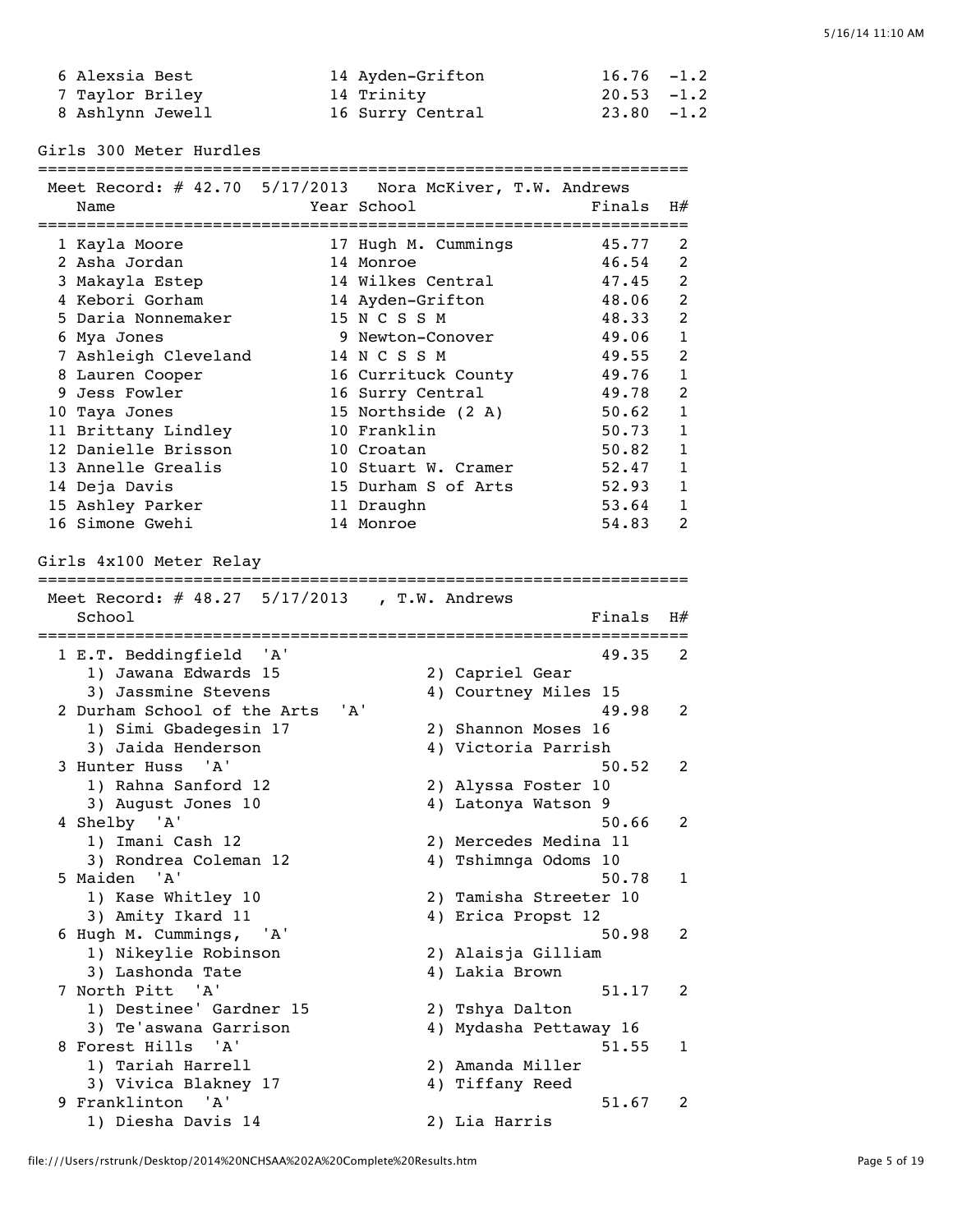| Place | Name | Year | School | Finals | Wind |
|---|---|---|---|---|---|
| 6 | Alexsia Best | 14 | Ayden-Grifton | 16.76 | -1.2 |
| 7 | Taylor Briley | 14 | Trinity | 20.53 | -1.2 |
| 8 | Ashlynn Jewell | 16 | Surry Central | 23.80 | -1.2 |

## Girls 300 Meter Hurdles

Meet Record: # 42.70 5/17/2013 Nora McKiver, T.W. Andrews

| Place | Name | Year | School | Finals | H# |
|---|---|---|---|---|---|
| 1 | Kayla Moore | 17 | Hugh M. Cummings | 45.77 | 2 |
| 2 | Asha Jordan | 14 | Monroe | 46.54 | 2 |
| 3 | Makayla Estep | 14 | Wilkes Central | 47.45 | 2 |
| 4 | Kebori Gorham | 14 | Ayden-Grifton | 48.06 | 2 |
| 5 | Daria Nonnemaker | 15 | N C S S M | 48.33 | 2 |
| 6 | Mya Jones | 9 | Newton-Conover | 49.06 | 1 |
| 7 | Ashleigh Cleveland | 14 | N C S S M | 49.55 | 2 |
| 8 | Lauren Cooper | 16 | Currituck County | 49.76 | 1 |
| 9 | Jess Fowler | 16 | Surry Central | 49.78 | 2 |
| 10 | Taya Jones | 15 | Northside (2 A) | 50.62 | 1 |
| 11 | Brittany Lindley | 10 | Franklin | 50.73 | 1 |
| 12 | Danielle Brisson | 10 | Croatan | 50.82 | 1 |
| 13 | Annelle Grealis | 10 | Stuart W. Cramer | 52.47 | 1 |
| 14 | Deja Davis | 15 | Durham S of Arts | 52.93 | 1 |
| 15 | Ashley Parker | 11 | Draughn | 53.64 | 1 |
| 16 | Simone Gwehi | 14 | Monroe | 54.83 | 2 |

## Girls 4x100 Meter Relay

Meet Record: # 48.27 5/17/2013 , T.W. Andrews

| Place | School | Finals | H# |
|---|---|---|---|
| 1 | E.T. Beddingfield 'A' | 49.35 | 2 |
| | 1) Jawana Edwards 15; 2) Capriel Gear; 3) Jassmine Stevens; 4) Courtney Miles 15 | | |
| 2 | Durham School of the Arts 'A' | 49.98 | 2 |
| | 1) Simi Gbadegesin 17; 2) Shannon Moses 16; 3) Jaida Henderson; 4) Victoria Parrish | | |
| 3 | Hunter Huss 'A' | 50.52 | 2 |
| | 1) Rahna Sanford 12; 2) Alyssa Foster 10; 3) August Jones 10; 4) Latonya Watson 9 | | |
| 4 | Shelby 'A' | 50.66 | 2 |
| | 1) Imani Cash 12; 2) Mercedes Medina 11; 3) Rondrea Coleman 12; 4) Tshimnga Odoms 10 | | |
| 5 | Maiden 'A' | 50.78 | 1 |
| | 1) Kase Whitley 10; 2) Tamisha Streeter 10; 3) Amity Ikard 11; 4) Erica Propst 12 | | |
| 6 | Hugh M. Cummings, 'A' | 50.98 | 2 |
| | 1) Nikeylie Robinson; 2) Alaisja Gilliam; 3) Lashonda Tate; 4) Lakia Brown | | |
| 7 | North Pitt 'A' | 51.17 | 2 |
| | 1) Destinee' Gardner 15; 2) Tshya Dalton; 3) Te'aswana Garrison; 4) Mydasha Pettaway 16 | | |
| 8 | Forest Hills 'A' | 51.55 | 1 |
| | 1) Tariah Harrell; 2) Amanda Miller; 3) Vivica Blakney 17; 4) Tiffany Reed | | |
| 9 | Franklinton 'A' | 51.67 | 2 |
| | 1) Diesha Davis 14; 2) Lia Harris | | |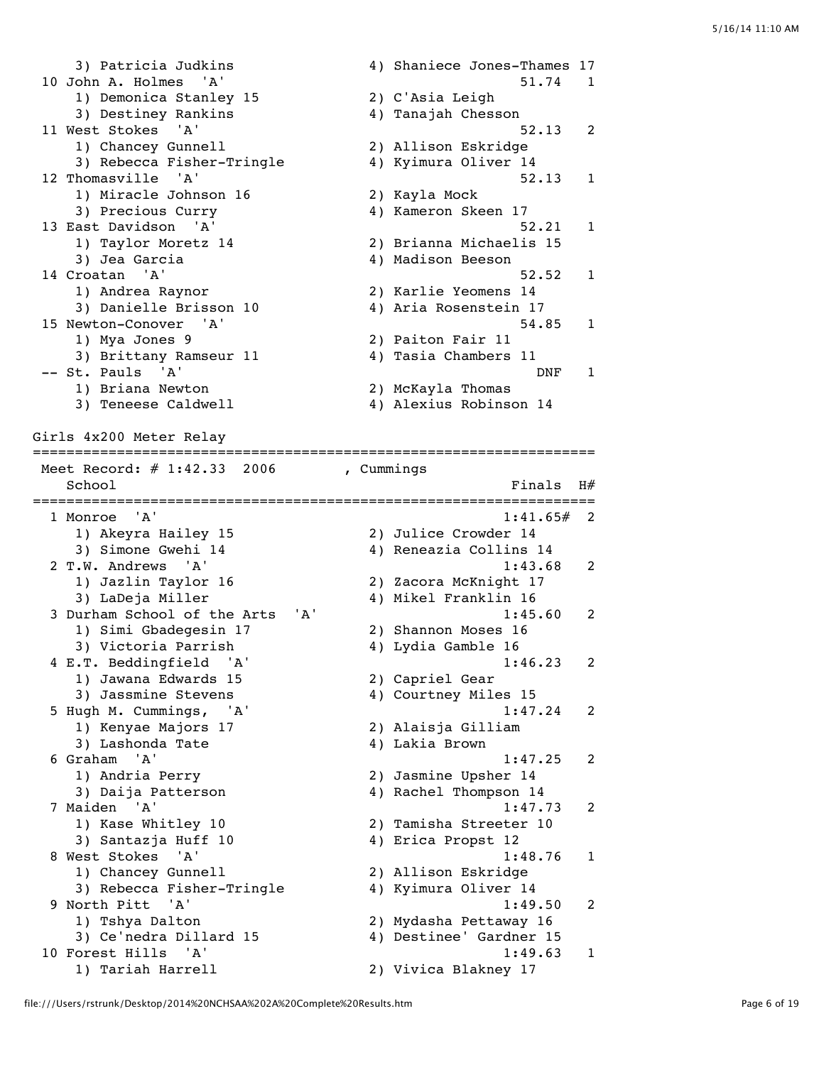```
    3) Patricia Judkins               4) Shaniece Jones-Thames 17
 10 John A. Holmes  'A'                                 51.74   1
    1) Demonica Stanley 15            2) C'Asia Leigh
    3) Destiney Rankins               4) Tanajah Chesson
 11 West Stokes  'A'                                    52.13   2
    1) Chancey Gunnell                2) Allison Eskridge
    3) Rebecca Fisher-Tringle         4) Kyimura Oliver 14
 12 Thomasville  'A'                                    52.13   1
    1) Miracle Johnson 16             2) Kayla Mock
    3) Precious Curry                 4) Kameron Skeen 17
 13 East Davidson  'A'                                  52.21   1
    1) Taylor Moretz 14               2) Brianna Michaelis 15
    3) Jea Garcia                     4) Madison Beeson
 14 Croatan  'A'                                        52.52   1
    1) Andrea Raynor                  2) Karlie Yeomens 14
    3) Danielle Brisson 10            4) Aria Rosenstein 17
 15 Newton-Conover  'A'                                 54.85   1
    1) Mya Jones 9                    2) Paiton Fair 11
    3) Brittany Ramseur 11            4) Tasia Chambers 11
 -- St. Pauls  'A'                                        DNF   1
    1) Briana Newton                  2) McKayla Thomas
    3) Teneese Caldwell               4) Alexius Robinson 14
```

Girls 4x200 Meter Relay

```
=================================================================
 Meet Record: # 1:42.33  2006        , Cummings
    School                                            Finals  H#
=================================================================
  1 Monroe  'A'                                     1:41.65#  2
    1) Akeyra Hailey 15               2) Julice Crowder 14
    3) Simone Gwehi 14                4) Reneazia Collins 14
  2 T.W. Andrews  'A'                                1:43.68   2
    1) Jazlin Taylor 16               2) Zacora McKnight 17
    3) LaDeja Miller                  4) Mikel Franklin 16
  3 Durham School of the Arts  'A'                   1:45.60   2
    1) Simi Gbadegesin 17             2) Shannon Moses 16
    3) Victoria Parrish               4) Lydia Gamble 16
  4 E.T. Beddingfield  'A'                           1:46.23   2
    1) Jawana Edwards 15              2) Capriel Gear
    3) Jassmine Stevens               4) Courtney Miles 15
  5 Hugh M. Cummings,  'A'                           1:47.24   2
    1) Kenyae Majors 17               2) Alaisja Gilliam
    3) Lashonda Tate                  4) Lakia Brown
  6 Graham  'A'                                      1:47.25   2
    1) Andria Perry                   2) Jasmine Upsher 14
    3) Daija Patterson                4) Rachel Thompson 14
  7 Maiden  'A'                                      1:47.73   2
    1) Kase Whitley 10                2) Tamisha Streeter 10
    3) Santazja Huff 10               4) Erica Propst 12
  8 West Stokes  'A'                                 1:48.76   1
    1) Chancey Gunnell                2) Allison Eskridge
    3) Rebecca Fisher-Tringle         4) Kyimura Oliver 14
  9 North Pitt  'A'                                  1:49.50   2
    1) Tshya Dalton                   2) Mydasha Pettaway 16
    3) Ce'nedra Dillard 15            4) Destinee' Gardner 15
 10 Forest Hills  'A'                                1:49.63   1
    1) Tariah Harrell                 2) Vivica Blakney 17
```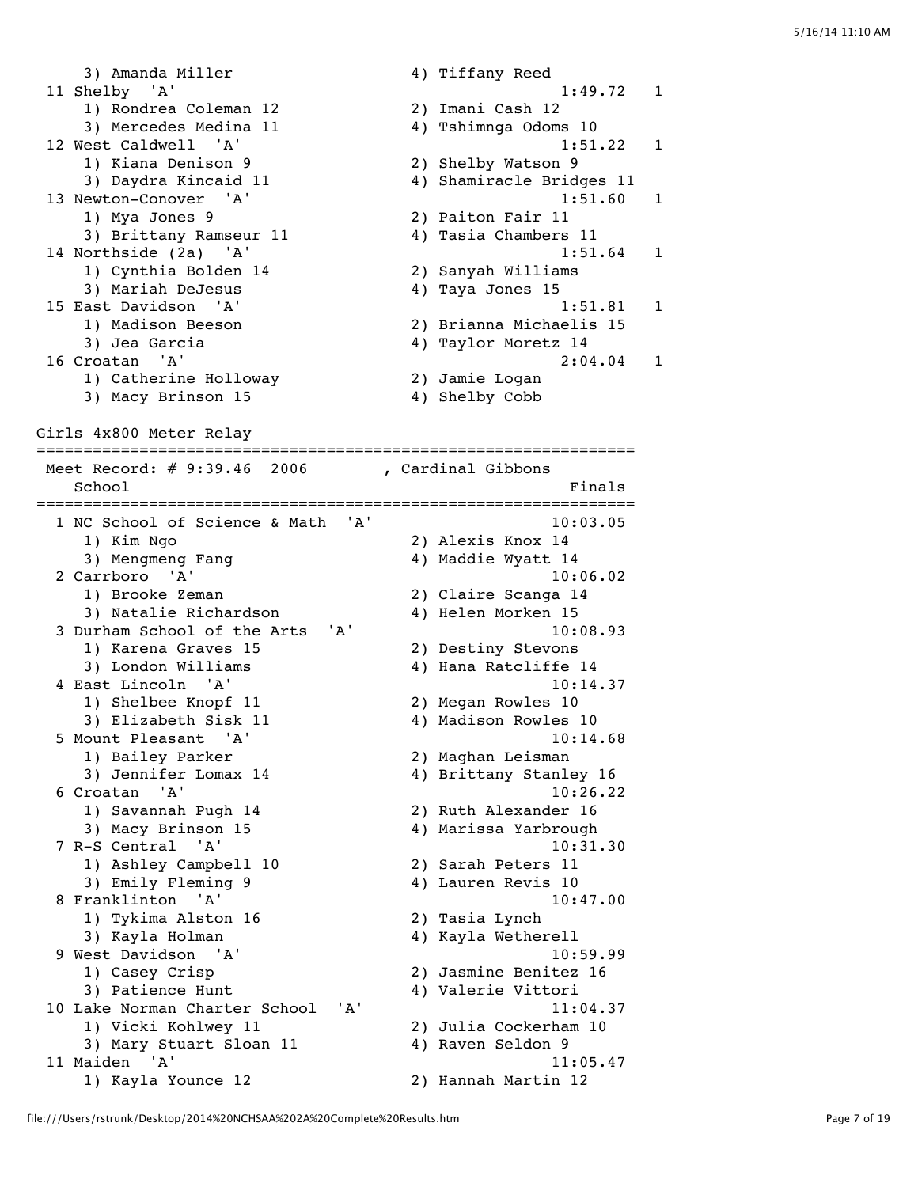```
    3) Amanda Miller                   4) Tiffany Reed
 11 Shelby  'A'                                  1:49.72   1
    1) Rondrea Coleman 12              2) Imani Cash 12
    3) Mercedes Medina 11              4) Tshimnga Odoms 10
 12 West Caldwell  'A'                           1:51.22   1
    1) Kiana Denison 9                 2) Shelby Watson 9
    3) Daydra Kincaid 11               4) Shamiracle Bridges 11
 13 Newton-Conover  'A'                          1:51.60   1
    1) Mya Jones 9                     2) Paiton Fair 11
    3) Brittany Ramseur 11             4) Tasia Chambers 11
 14 Northside (2a)  'A'                          1:51.64   1
    1) Cynthia Bolden 14               2) Sanyah Williams
    3) Mariah DeJesus                  4) Taya Jones 15
 15 East Davidson  'A'                           1:51.81   1
    1) Madison Beeson                  2) Brianna Michaelis 15
    3) Jea Garcia                      4) Taylor Moretz 14
 16 Croatan  'A'                                 2:04.04   1
    1) Catherine Holloway              2) Jamie Logan
    3) Macy Brinson 15                 4) Shelby Cobb
```

## Girls 4x800 Meter Relay

```
===============================================================
 Meet Record: # 9:39.46  2006        , Cardinal Gibbons
   School                                               Finals
===============================================================
  1 NC School of Science & Math  'A'                  10:03.05
    1) Kim Ngo                         2) Alexis Knox 14
    3) Mengmeng Fang                   4) Maddie Wyatt 14
  2 Carrboro  'A'                                     10:06.02
    1) Brooke Zeman                    2) Claire Scanga 14
    3) Natalie Richardson              4) Helen Morken 15
  3 Durham School of the Arts  'A'                    10:08.93
    1) Karena Graves 15                2) Destiny Stevons
    3) London Williams                 4) Hana Ratcliffe 14
  4 East Lincoln  'A'                                 10:14.37
    1) Shelbee Knopf 11                2) Megan Rowles 10
    3) Elizabeth Sisk 11               4) Madison Rowles 10
  5 Mount Pleasant  'A'                               10:14.68
    1) Bailey Parker                   2) Maghan Leisman
    3) Jennifer Lomax 14               4) Brittany Stanley 16
  6 Croatan  'A'                                      10:26.22
    1) Savannah Pugh 14                2) Ruth Alexander 16
    3) Macy Brinson 15                 4) Marissa Yarbrough
  7 R-S Central  'A'                                  10:31.30
    1) Ashley Campbell 10              2) Sarah Peters 11
    3) Emily Fleming 9                 4) Lauren Revis 10
  8 Franklinton  'A'                                  10:47.00
    1) Tykima Alston 16                2) Tasia Lynch
    3) Kayla Holman                    4) Kayla Wetherell
  9 West Davidson  'A'                                10:59.99
    1) Casey Crisp                     2) Jasmine Benitez 16
    3) Patience Hunt                   4) Valerie Vittori
 10 Lake Norman Charter School  'A'                   11:04.37
    1) Vicki Kohlwey 11                2) Julia Cockerham 10
    3) Mary Stuart Sloan 11            4) Raven Seldon 9
 11 Maiden  'A'                                       11:05.47
    1) Kayla Younce 12                 2) Hannah Martin 12
```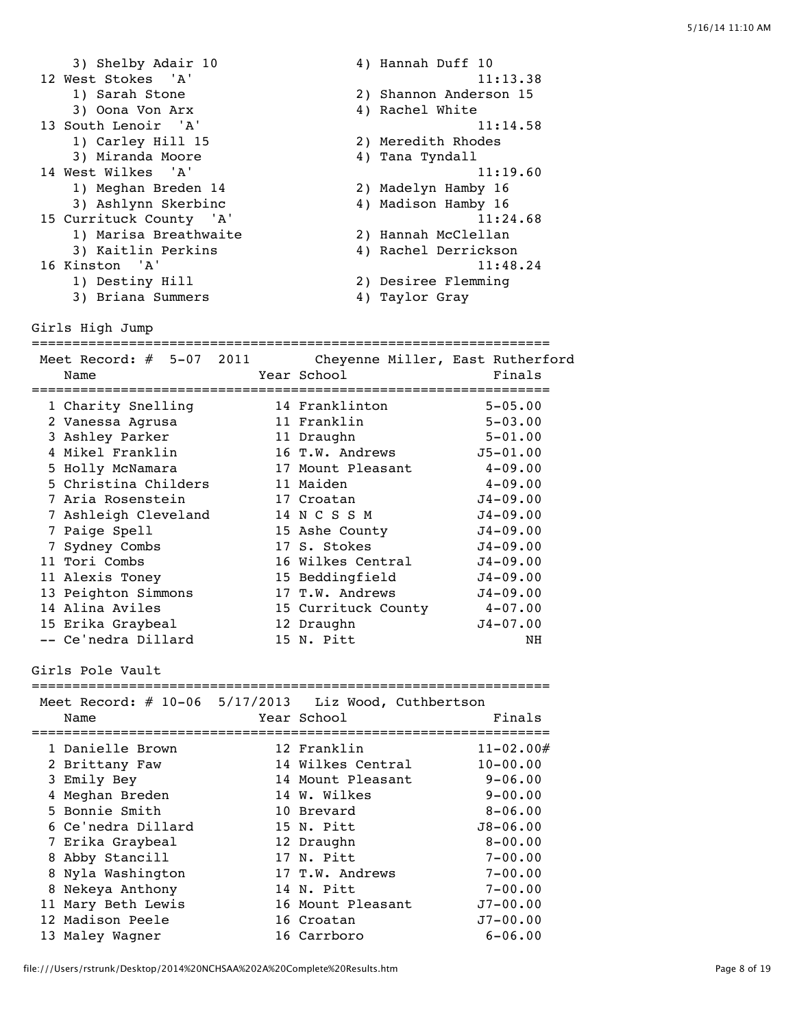3) Shelby Adair 10 &nbsp;&nbsp;&nbsp; 4) Hannah Duff 10

12 West Stokes 'A' &nbsp;&nbsp;&nbsp; 11:13.38
1) Sarah Stone &nbsp;&nbsp;&nbsp; 2) Shannon Anderson 15
3) Oona Von Arx &nbsp;&nbsp;&nbsp; 4) Rachel White

13 South Lenoir 'A' &nbsp;&nbsp;&nbsp; 11:14.58
1) Carley Hill 15 &nbsp;&nbsp;&nbsp; 2) Meredith Rhodes
3) Miranda Moore &nbsp;&nbsp;&nbsp; 4) Tana Tyndall

14 West Wilkes 'A' &nbsp;&nbsp;&nbsp; 11:19.60
1) Meghan Breden 14 &nbsp;&nbsp;&nbsp; 2) Madelyn Hamby 16
3) Ashlynn Skerbinc &nbsp;&nbsp;&nbsp; 4) Madison Hamby 16

15 Currituck County 'A' &nbsp;&nbsp;&nbsp; 11:24.68
1) Marisa Breathwaite &nbsp;&nbsp;&nbsp; 2) Hannah McClellan
3) Kaitlin Perkins &nbsp;&nbsp;&nbsp; 4) Rachel Derrickson

16 Kinston 'A' &nbsp;&nbsp;&nbsp; 11:48.24
1) Destiny Hill &nbsp;&nbsp;&nbsp; 2) Desiree Flemming
3) Briana Summers &nbsp;&nbsp;&nbsp; 4) Taylor Gray

## Girls High Jump

Meet Record: # 5-07 2011 Cheyenne Miller, East Rutherford

| Place | Name | Year | School | Finals |
|---|---|---|---|---|
| 1 | Charity Snelling | 14 | Franklinton | 5-05.00 |
| 2 | Vanessa Agrusa | 11 | Franklin | 5-03.00 |
| 3 | Ashley Parker | 11 | Draughn | 5-01.00 |
| 4 | Mikel Franklin | 16 | T.W. Andrews | J5-01.00 |
| 5 | Holly McNamara | 17 | Mount Pleasant | 4-09.00 |
| 5 | Christina Childers | 11 | Maiden | 4-09.00 |
| 7 | Aria Rosenstein | 17 | Croatan | J4-09.00 |
| 7 | Ashleigh Cleveland | 14 | N C S S M | J4-09.00 |
| 7 | Paige Spell | 15 | Ashe County | J4-09.00 |
| 7 | Sydney Combs | 17 | S. Stokes | J4-09.00 |
| 11 | Tori Combs | 16 | Wilkes Central | J4-09.00 |
| 11 | Alexis Toney | 15 | Beddingfield | J4-09.00 |
| 13 | Peighton Simmons | 17 | T.W. Andrews | J4-09.00 |
| 14 | Alina Aviles | 15 | Currituck County | 4-07.00 |
| 15 | Erika Graybeal | 12 | Draughn | J4-07.00 |
| -- | Ce'nedra Dillard | 15 | N. Pitt | NH |

## Girls Pole Vault

Meet Record: # 10-06 5/17/2013 Liz Wood, Cuthbertson

| Place | Name | Year | School | Finals |
|---|---|---|---|---|
| 1 | Danielle Brown | 12 | Franklin | 11-02.00# |
| 2 | Brittany Faw | 14 | Wilkes Central | 10-00.00 |
| 3 | Emily Bey | 14 | Mount Pleasant | 9-06.00 |
| 4 | Meghan Breden | 14 | W. Wilkes | 9-00.00 |
| 5 | Bonnie Smith | 10 | Brevard | 8-06.00 |
| 6 | Ce'nedra Dillard | 15 | N. Pitt | J8-06.00 |
| 7 | Erika Graybeal | 12 | Draughn | 8-00.00 |
| 8 | Abby Stancill | 17 | N. Pitt | 7-00.00 |
| 8 | Nyla Washington | 17 | T.W. Andrews | 7-00.00 |
| 8 | Nekeya Anthony | 14 | N. Pitt | 7-00.00 |
| 11 | Mary Beth Lewis | 16 | Mount Pleasant | J7-00.00 |
| 12 | Madison Peele | 16 | Croatan | J7-00.00 |
| 13 | Maley Wagner | 16 | Carrboro | 6-06.00 |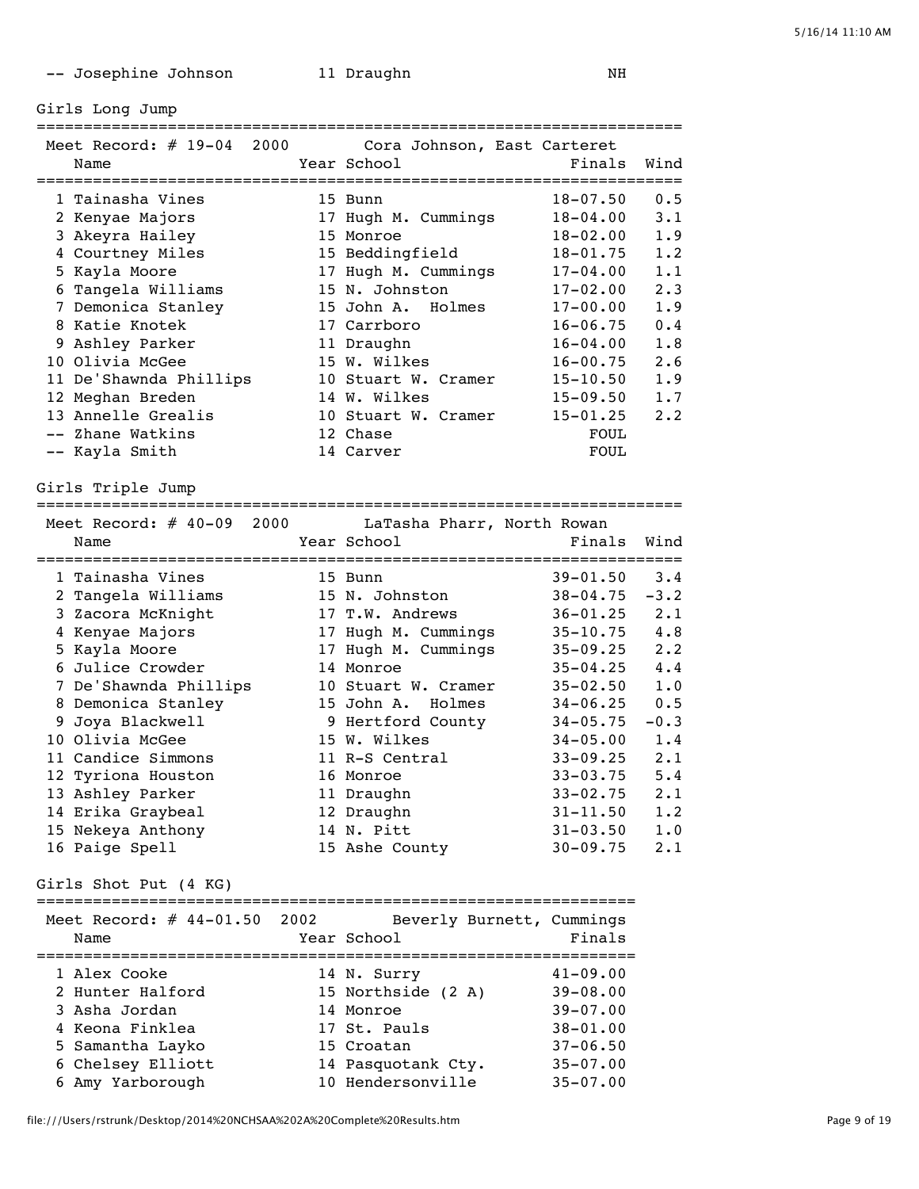| Place | Name | Year | School | Finals |
|---|---|---|---|---|
| -- | Josephine Johnson | 11 | Draughn | NH |

## Girls Long Jump

Meet Record: # 19-04 2000 Cora Johnson, East Carteret

| Place | Name | Year | School | Finals | Wind |
|---|---|---|---|---|---|
| 1 | Tainasha Vines | 15 | Bunn | 18-07.50 | 0.5 |
| 2 | Kenyae Majors | 17 | Hugh M. Cummings | 18-04.00 | 3.1 |
| 3 | Akeyra Hailey | 15 | Monroe | 18-02.00 | 1.9 |
| 4 | Courtney Miles | 15 | Beddingfield | 18-01.75 | 1.2 |
| 5 | Kayla Moore | 17 | Hugh M. Cummings | 17-04.00 | 1.1 |
| 6 | Tangela Williams | 15 | N. Johnston | 17-02.00 | 2.3 |
| 7 | Demonica Stanley | 15 | John A. Holmes | 17-00.00 | 1.9 |
| 8 | Katie Knotek | 17 | Carrboro | 16-06.75 | 0.4 |
| 9 | Ashley Parker | 11 | Draughn | 16-04.00 | 1.8 |
| 10 | Olivia McGee | 15 | W. Wilkes | 16-00.75 | 2.6 |
| 11 | De'Shawnda Phillips | 10 | Stuart W. Cramer | 15-10.50 | 1.9 |
| 12 | Meghan Breden | 14 | W. Wilkes | 15-09.50 | 1.7 |
| 13 | Annelle Grealis | 10 | Stuart W. Cramer | 15-01.25 | 2.2 |
| -- | Zhane Watkins | 12 | Chase | FOUL | |
| -- | Kayla Smith | 14 | Carver | FOUL | |

## Girls Triple Jump

Meet Record: # 40-09 2000 LaTasha Pharr, North Rowan

| Place | Name | Year | School | Finals | Wind |
|---|---|---|---|---|---|
| 1 | Tainasha Vines | 15 | Bunn | 39-01.50 | 3.4 |
| 2 | Tangela Williams | 15 | N. Johnston | 38-04.75 | -3.2 |
| 3 | Zacora McKnight | 17 | T.W. Andrews | 36-01.25 | 2.1 |
| 4 | Kenyae Majors | 17 | Hugh M. Cummings | 35-10.75 | 4.8 |
| 5 | Kayla Moore | 17 | Hugh M. Cummings | 35-09.25 | 2.2 |
| 6 | Julice Crowder | 14 | Monroe | 35-04.25 | 4.4 |
| 7 | De'Shawnda Phillips | 10 | Stuart W. Cramer | 35-02.50 | 1.0 |
| 8 | Demonica Stanley | 15 | John A. Holmes | 34-06.25 | 0.5 |
| 9 | Joya Blackwell | 9 | Hertford County | 34-05.75 | -0.3 |
| 10 | Olivia McGee | 15 | W. Wilkes | 34-05.00 | 1.4 |
| 11 | Candice Simmons | 11 | R-S Central | 33-09.25 | 2.1 |
| 12 | Tyriona Houston | 16 | Monroe | 33-03.75 | 5.4 |
| 13 | Ashley Parker | 11 | Draughn | 33-02.75 | 2.1 |
| 14 | Erika Graybeal | 12 | Draughn | 31-11.50 | 1.2 |
| 15 | Nekeya Anthony | 14 | N. Pitt | 31-03.50 | 1.0 |
| 16 | Paige Spell | 15 | Ashe County | 30-09.75 | 2.1 |

## Girls Shot Put (4 KG)

Meet Record: # 44-01.50 2002 Beverly Burnett, Cummings

| Place | Name | Year | School | Finals |
|---|---|---|---|---|
| 1 | Alex Cooke | 14 | N. Surry | 41-09.00 |
| 2 | Hunter Halford | 15 | Northside (2 A) | 39-08.00 |
| 3 | Asha Jordan | 14 | Monroe | 39-07.00 |
| 4 | Keona Finklea | 17 | St. Pauls | 38-01.00 |
| 5 | Samantha Layko | 15 | Croatan | 37-06.50 |
| 6 | Chelsey Elliott | 14 | Pasquotank Cty. | 35-07.00 |
| 6 | Amy Yarborough | 10 | Hendersonville | 35-07.00 |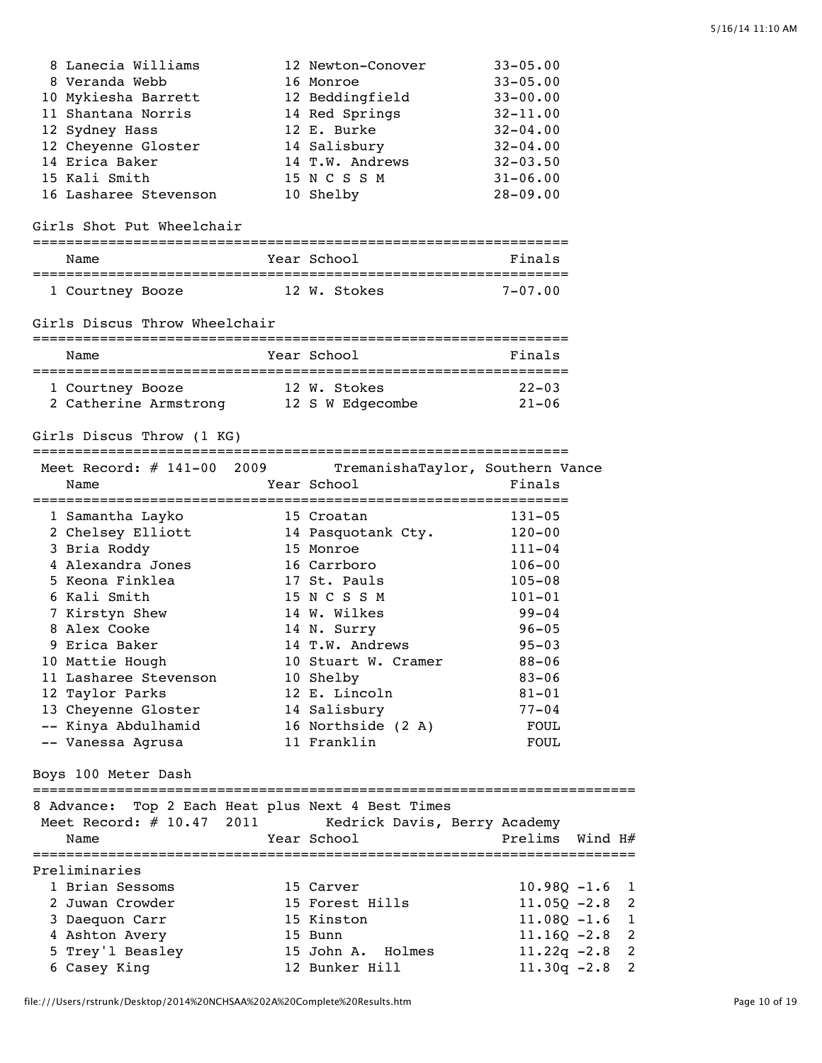| Place | Name | Year | School | Finals |
|---|---|---|---|---|
| 8 | Lanecia Williams | 12 | Newton-Conover | 33-05.00 |
| 8 | Veranda Webb | 16 | Monroe | 33-05.00 |
| 10 | Mykiesha Barrett | 12 | Beddingfield | 33-00.00 |
| 11 | Shantana Norris | 14 | Red Springs | 32-11.00 |
| 12 | Sydney Hass | 12 | E. Burke | 32-04.00 |
| 12 | Cheyenne Gloster | 14 | Salisbury | 32-04.00 |
| 14 | Erica Baker | 14 | T.W. Andrews | 32-03.50 |
| 15 | Kali Smith | 15 | N C S S M | 31-06.00 |
| 16 | Lasharee Stevenson | 10 | Shelby | 28-09.00 |

## Girls Shot Put Wheelchair

| Place | Name | Year | School | Finals |
|---|---|---|---|---|
| 1 | Courtney Booze | 12 | W. Stokes | 7-07.00 |

## Girls Discus Throw Wheelchair

| Place | Name | Year | School | Finals |
|---|---|---|---|---|
| 1 | Courtney Booze | 12 | W. Stokes | 22-03 |
| 2 | Catherine Armstrong | 12 | S W Edgecombe | 21-06 |

## Girls Discus Throw (1 KG)

Meet Record: # 141-00  2009  TremanishaTaylor, Southern Vance

| Place | Name | Year | School | Finals |
|---|---|---|---|---|
| 1 | Samantha Layko | 15 | Croatan | 131-05 |
| 2 | Chelsey Elliott | 14 | Pasquotank Cty. | 120-00 |
| 3 | Bria Roddy | 15 | Monroe | 111-04 |
| 4 | Alexandra Jones | 16 | Carrboro | 106-00 |
| 5 | Keona Finklea | 17 | St. Pauls | 105-08 |
| 6 | Kali Smith | 15 | N C S S M | 101-01 |
| 7 | Kirstyn Shew | 14 | W. Wilkes | 99-04 |
| 8 | Alex Cooke | 14 | N. Surry | 96-05 |
| 9 | Erica Baker | 14 | T.W. Andrews | 95-03 |
| 10 | Mattie Hough | 10 | Stuart W. Cramer | 88-06 |
| 11 | Lasharee Stevenson | 10 | Shelby | 83-06 |
| 12 | Taylor Parks | 12 | E. Lincoln | 81-01 |
| 13 | Cheyenne Gloster | 14 | Salisbury | 77-04 |
| -- | Kinya Abdulhamid | 16 | Northside (2 A) | FOUL |
| -- | Vanessa Agrusa | 11 | Franklin | FOUL |

## Boys 100 Meter Dash

8 Advance: Top 2 Each Heat plus Next 4 Best Times

Meet Record: # 10.47  2011  Kedrick Davis, Berry Academy

Preliminaries

| Place | Name | Year | School | Prelims | Wind | H# |
|---|---|---|---|---|---|---|
| 1 | Brian Sessoms | 15 | Carver | 10.98Q | -1.6 | 1 |
| 2 | Juwan Crowder | 15 | Forest Hills | 11.05Q | -2.8 | 2 |
| 3 | Daequon Carr | 15 | Kinston | 11.08Q | -1.6 | 1 |
| 4 | Ashton Avery | 15 | Bunn | 11.16Q | -2.8 | 2 |
| 5 | Trey'l Beasley | 15 | John A. Holmes | 11.22q | -2.8 | 2 |
| 6 | Casey King | 12 | Bunker Hill | 11.30q | -2.8 | 2 |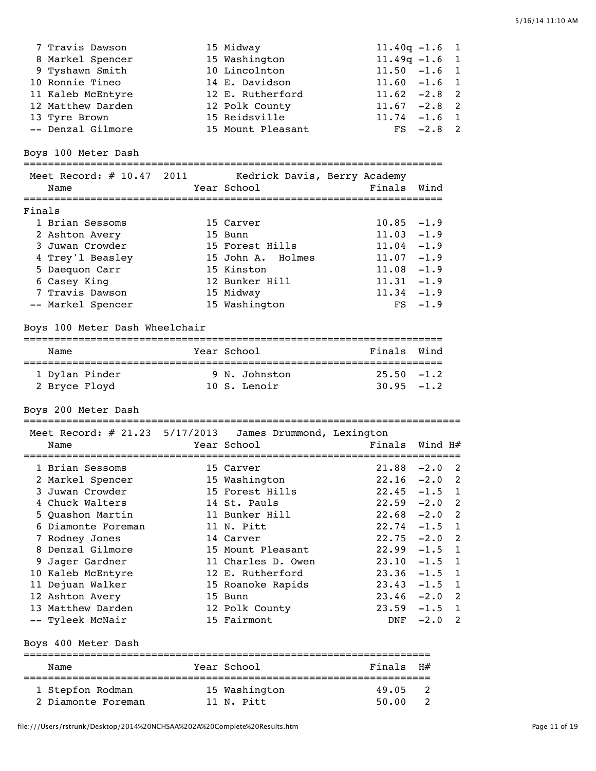| Place | Name | Year | School | Prelims | Wind | H# |
|---|---|---|---|---|---|---|
| 7 | Travis Dawson | 15 | Midway | 11.40q | -1.6 | 1 |
| 8 | Markel Spencer | 15 | Washington | 11.49q | -1.6 | 1 |
| 9 | Tyshawn Smith | 10 | Lincolnton | 11.50 | -1.6 | 1 |
| 10 | Ronnie Tineo | 14 | E. Davidson | 11.60 | -1.6 | 1 |
| 11 | Kaleb McEntyre | 12 | E. Rutherford | 11.62 | -2.8 | 2 |
| 12 | Matthew Darden | 12 | Polk County | 11.67 | -2.8 | 2 |
| 13 | Tyre Brown | 15 | Reidsville | 11.74 | -1.6 | 1 |
| -- | Denzal Gilmore | 15 | Mount Pleasant | FS | -2.8 | 2 |

## Boys 100 Meter Dash

Meet Record: # 10.47 2011 Kedrick Davis, Berry Academy

Finals

| Place | Name | Year | School | Finals | Wind |
|---|---|---|---|---|---|
| 1 | Brian Sessoms | 15 | Carver | 10.85 | -1.9 |
| 2 | Ashton Avery | 15 | Bunn | 11.03 | -1.9 |
| 3 | Juwan Crowder | 15 | Forest Hills | 11.04 | -1.9 |
| 4 | Trey'l Beasley | 15 | John A. Holmes | 11.07 | -1.9 |
| 5 | Daequon Carr | 15 | Kinston | 11.08 | -1.9 |
| 6 | Casey King | 12 | Bunker Hill | 11.31 | -1.9 |
| 7 | Travis Dawson | 15 | Midway | 11.34 | -1.9 |
| -- | Markel Spencer | 15 | Washington | FS | -1.9 |

## Boys 100 Meter Dash Wheelchair

| Place | Name | Year | School | Finals | Wind |
|---|---|---|---|---|---|
| 1 | Dylan Pinder | 9 | N. Johnston | 25.50 | -1.2 |
| 2 | Bryce Floyd | 10 | S. Lenoir | 30.95 | -1.2 |

## Boys 200 Meter Dash

Meet Record: # 21.23 5/17/2013 James Drummond, Lexington

| Place | Name | Year | School | Finals | Wind | H# |
|---|---|---|---|---|---|---|
| 1 | Brian Sessoms | 15 | Carver | 21.88 | -2.0 | 2 |
| 2 | Markel Spencer | 15 | Washington | 22.16 | -2.0 | 2 |
| 3 | Juwan Crowder | 15 | Forest Hills | 22.45 | -1.5 | 1 |
| 4 | Chuck Walters | 14 | St. Pauls | 22.59 | -2.0 | 2 |
| 5 | Quashon Martin | 11 | Bunker Hill | 22.68 | -2.0 | 2 |
| 6 | Diamonte Foreman | 11 | N. Pitt | 22.74 | -1.5 | 1 |
| 7 | Rodney Jones | 14 | Carver | 22.75 | -2.0 | 2 |
| 8 | Denzal Gilmore | 15 | Mount Pleasant | 22.99 | -1.5 | 1 |
| 9 | Jager Gardner | 11 | Charles D. Owen | 23.10 | -1.5 | 1 |
| 10 | Kaleb McEntyre | 12 | E. Rutherford | 23.36 | -1.5 | 1 |
| 11 | Dejuan Walker | 15 | Roanoke Rapids | 23.43 | -1.5 | 1 |
| 12 | Ashton Avery | 15 | Bunn | 23.46 | -2.0 | 2 |
| 13 | Matthew Darden | 12 | Polk County | 23.59 | -1.5 | 1 |
| -- | Tyleek McNair | 15 | Fairmont | DNF | -2.0 | 2 |

## Boys 400 Meter Dash

| Place | Name | Year | School | Finals | H# |
|---|---|---|---|---|---|
| 1 | Stepfon Rodman | 15 | Washington | 49.05 | 2 |
| 2 | Diamonte Foreman | 11 | N. Pitt | 50.00 | 2 |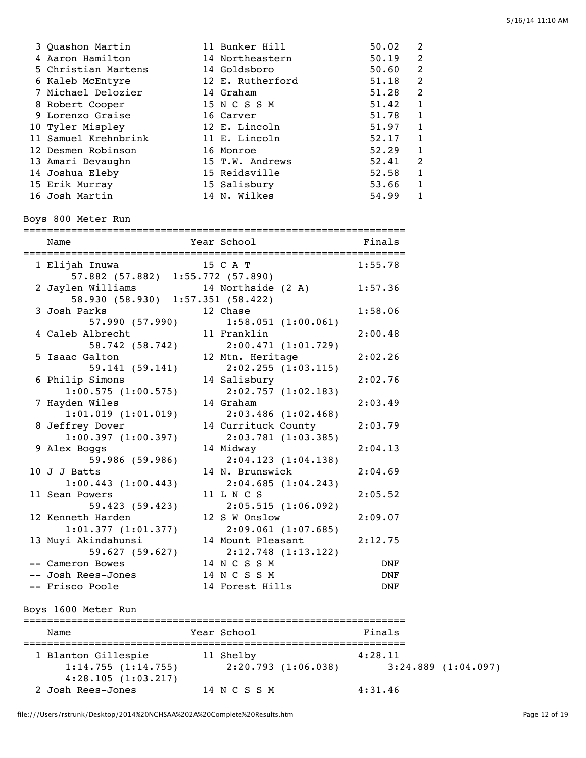| Place | Name | Year | School | Finals | H# |
|---|---|---|---|---|---|
| 3 | Quashon Martin | 11 | Bunker Hill | 50.02 | 2 |
| 4 | Aaron Hamilton | 14 | Northeastern | 50.19 | 2 |
| 5 | Christian Martens | 14 | Goldsboro | 50.60 | 2 |
| 6 | Kaleb McEntyre | 12 | E. Rutherford | 51.18 | 2 |
| 7 | Michael Delozier | 14 | Graham | 51.28 | 2 |
| 8 | Robert Cooper | 15 | N C S S M | 51.42 | 1 |
| 9 | Lorenzo Graise | 16 | Carver | 51.78 | 1 |
| 10 | Tyler Mispley | 12 | E. Lincoln | 51.97 | 1 |
| 11 | Samuel Krehnbrink | 11 | E. Lincoln | 52.17 | 1 |
| 12 | Desmen Robinson | 16 | Monroe | 52.29 | 1 |
| 13 | Amari Devaughn | 15 | T.W. Andrews | 52.41 | 2 |
| 14 | Joshua Eleby | 15 | Reidsville | 52.58 | 1 |
| 15 | Erik Murray | 15 | Salisbury | 53.66 | 1 |
| 16 | Josh Martin | 14 | N. Wilkes | 54.99 | 1 |

## Boys 800 Meter Run

| Place | Name | Year | School | Finals |
|---|---|---|---|---|
| 1 | Elijah Inuwa | 15 | C A T | 1:55.78 |
| | 57.882 (57.882) 1:55.772 (57.890) | | | |
| 2 | Jaylen Williams | 14 | Northside (2 A) | 1:57.36 |
| | 58.930 (58.930) 1:57.351 (58.422) | | | |
| 3 | Josh Parks | 12 | Chase | 1:58.06 |
| | 57.990 (57.990) 1:58.051 (1:00.061) | | | |
| 4 | Caleb Albrecht | 11 | Franklin | 2:00.48 |
| | 58.742 (58.742) 2:00.471 (1:01.729) | | | |
| 5 | Isaac Galton | 12 | Mtn. Heritage | 2:02.26 |
| | 59.141 (59.141) 2:02.255 (1:03.115) | | | |
| 6 | Philip Simons | 14 | Salisbury | 2:02.76 |
| | 1:00.575 (1:00.575) 2:02.757 (1:02.183) | | | |
| 7 | Hayden Wiles | 14 | Graham | 2:03.49 |
| | 1:01.019 (1:01.019) 2:03.486 (1:02.468) | | | |
| 8 | Jeffrey Dover | 14 | Currituck County | 2:03.79 |
| | 1:00.397 (1:00.397) 2:03.781 (1:03.385) | | | |
| 9 | Alex Boggs | 14 | Midway | 2:04.13 |
| | 59.986 (59.986) 2:04.123 (1:04.138) | | | |
| 10 | J J Batts | 14 | N. Brunswick | 2:04.69 |
| | 1:00.443 (1:00.443) 2:04.685 (1:04.243) | | | |
| 11 | Sean Powers | 11 | L N C S | 2:05.52 |
| | 59.423 (59.423) 2:05.515 (1:06.092) | | | |
| 12 | Kenneth Harden | 12 | S W Onslow | 2:09.07 |
| | 1:01.377 (1:01.377) 2:09.061 (1:07.685) | | | |
| 13 | Muyi Akindahunsi | 14 | Mount Pleasant | 2:12.75 |
| | 59.627 (59.627) 2:12.748 (1:13.122) | | | |
| -- | Cameron Bowes | 14 | N C S S M | DNF |
| -- | Josh Rees-Jones | 14 | N C S S M | DNF |
| -- | Frisco Poole | 14 | Forest Hills | DNF |

## Boys 1600 Meter Run

| Place | Name | Year | School | Finals |
|---|---|---|---|---|
| 1 | Blanton Gillespie | 11 | Shelby | 4:28.11 |
| | 1:14.755 (1:14.755) 2:20.793 (1:06.038) 3:24.889 (1:04.097) 4:28.105 (1:03.217) | | | |
| 2 | Josh Rees-Jones | 14 | N C S S M | 4:31.46 |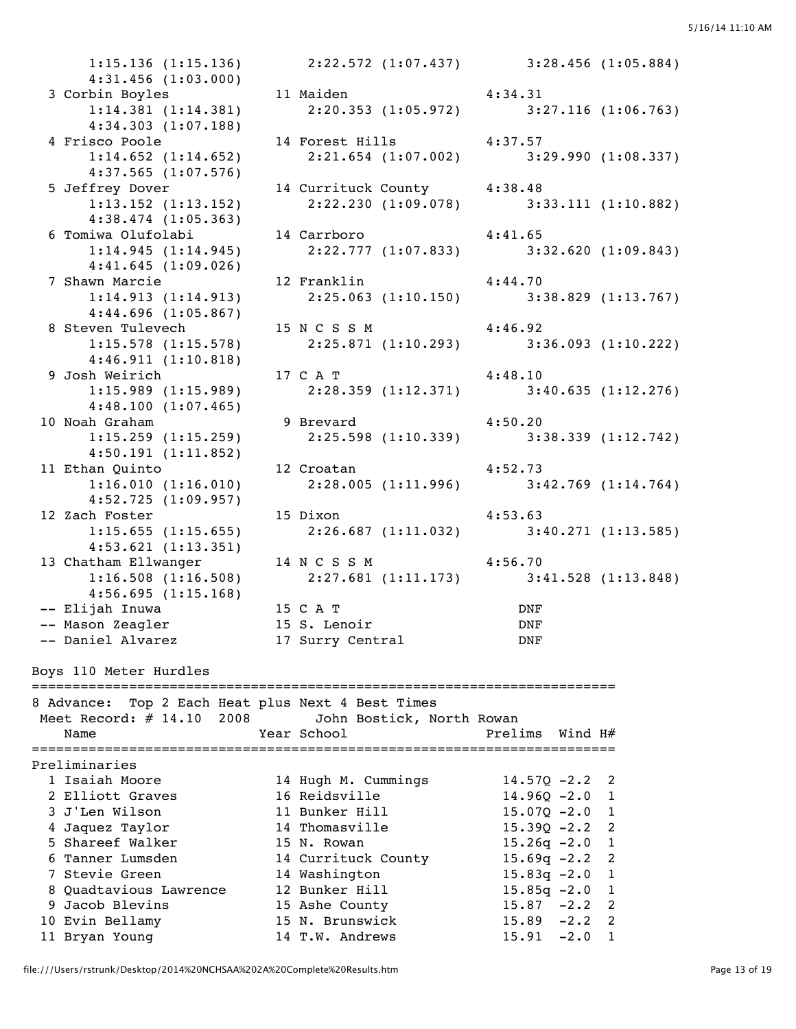```
      1:15.136 (1:15.136)     2:22.572 (1:07.437)     3:28.456 (1:05.884)
      4:31.456 (1:03.000)
  3 Corbin Boyles           11 Maiden                4:34.31
      1:14.381 (1:14.381)     2:20.353 (1:05.972)     3:27.116 (1:06.763)
      4:34.303 (1:07.188)
  4 Frisco Poole            14 Forest Hills          4:37.57
      1:14.652 (1:14.652)     2:21.654 (1:07.002)     3:29.990 (1:08.337)
      4:37.565 (1:07.576)
  5 Jeffrey Dover           14 Currituck County      4:38.48
      1:13.152 (1:13.152)     2:22.230 (1:09.078)     3:33.111 (1:10.882)
      4:38.474 (1:05.363)
  6 Tomiwa Olufolabi        14 Carrboro              4:41.65
      1:14.945 (1:14.945)     2:22.777 (1:07.833)     3:32.620 (1:09.843)
      4:41.645 (1:09.026)
  7 Shawn Marcie            12 Franklin              4:44.70
      1:14.913 (1:14.913)     2:25.063 (1:10.150)     3:38.829 (1:13.767)
      4:44.696 (1:05.867)
  8 Steven Tulevech         15 N C S S M             4:46.92
      1:15.578 (1:15.578)     2:25.871 (1:10.293)     3:36.093 (1:10.222)
      4:46.911 (1:10.818)
  9 Josh Weirich            17 C A T                 4:48.10
      1:15.989 (1:15.989)     2:28.359 (1:12.371)     3:40.635 (1:12.276)
      4:48.100 (1:07.465)
 10 Noah Graham              9 Brevard               4:50.20
      1:15.259 (1:15.259)     2:25.598 (1:10.339)     3:38.339 (1:12.742)
      4:50.191 (1:11.852)
 11 Ethan Quinto            12 Croatan               4:52.73
      1:16.010 (1:16.010)     2:28.005 (1:11.996)     3:42.769 (1:14.764)
      4:52.725 (1:09.957)
 12 Zach Foster             15 Dixon                 4:53.63
      1:15.655 (1:15.655)     2:26.687 (1:11.032)     3:40.271 (1:13.585)
      4:53.621 (1:13.351)
 13 Chatham Ellwanger       14 N C S S M             4:56.70
      1:16.508 (1:16.508)     2:27.681 (1:11.173)     3:41.528 (1:13.848)
      4:56.695 (1:15.168)
 -- Elijah Inuwa            15 C A T                   DNF
 -- Mason Zeagler           15 S. Lenoir               DNF
 -- Daniel Alvarez          17 Surry Central           DNF
```

## Boys 110 Meter Hurdles

```
========================================================================
8 Advance:  Top 2 Each Heat plus Next 4 Best Times
 Meet Record: # 14.10  2008        John Bostick, North Rowan
    Name                    Year School               Prelims  Wind H#
========================================================================
Preliminaries
  1 Isaiah Moore            14 Hugh M. Cummings       14.57Q -2.2  2
  2 Elliott Graves          16 Reidsville             14.96Q -2.0  1
  3 J'Len Wilson            11 Bunker Hill            15.07Q -2.0  1
  4 Jaquez Taylor           14 Thomasville            15.39Q -2.2  2
  5 Shareef Walker          15 N. Rowan               15.26q -2.0  1
  6 Tanner Lumsden          14 Currituck County       15.69q -2.2  2
  7 Stevie Green            14 Washington             15.83q -2.0  1
  8 Quadtavious Lawrence    12 Bunker Hill            15.85q -2.0  1
  9 Jacob Blevins           15 Ashe County            15.87  -2.2  2
 10 Evin Bellamy            15 N. Brunswick           15.89  -2.2  2
 11 Bryan Young             14 T.W. Andrews           15.91  -2.0  1
```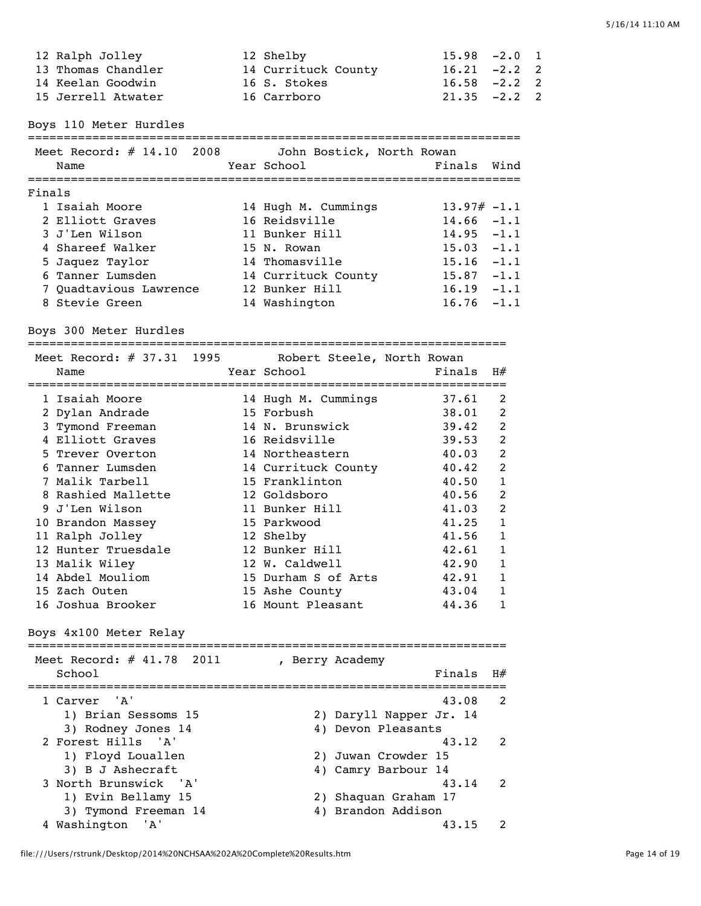| | Name | Year | School | Finals | Wind | H# |
|---|---|---|---|---|---|---|
| 12 | Ralph Jolley | 12 | Shelby | 15.98 | -2.0 | 1 |
| 13 | Thomas Chandler | 14 | Currituck County | 16.21 | -2.2 | 2 |
| 14 | Keelan Goodwin | 16 | S. Stokes | 16.58 | -2.2 | 2 |
| 15 | Jerrell Atwater | 16 | Carrboro | 21.35 | -2.2 | 2 |

## Boys 110 Meter Hurdles

Meet Record: # 14.10 2008 John Bostick, North Rowan

**Finals**

| | Name | Year | School | Finals | Wind |
|---|---|---|---|---|---|
| 1 | Isaiah Moore | 14 | Hugh M. Cummings | 13.97# | -1.1 |
| 2 | Elliott Graves | 16 | Reidsville | 14.66 | -1.1 |
| 3 | J'Len Wilson | 11 | Bunker Hill | 14.95 | -1.1 |
| 4 | Shareef Walker | 15 | N. Rowan | 15.03 | -1.1 |
| 5 | Jaquez Taylor | 14 | Thomasville | 15.16 | -1.1 |
| 6 | Tanner Lumsden | 14 | Currituck County | 15.87 | -1.1 |
| 7 | Quadtavious Lawrence | 12 | Bunker Hill | 16.19 | -1.1 |
| 8 | Stevie Green | 14 | Washington | 16.76 | -1.1 |

## Boys 300 Meter Hurdles

Meet Record: # 37.31 1995 Robert Steele, North Rowan

| | Name | Year | School | Finals | H# |
|---|---|---|---|---|---|
| 1 | Isaiah Moore | 14 | Hugh M. Cummings | 37.61 | 2 |
| 2 | Dylan Andrade | 15 | Forbush | 38.01 | 2 |
| 3 | Tymond Freeman | 14 | N. Brunswick | 39.42 | 2 |
| 4 | Elliott Graves | 16 | Reidsville | 39.53 | 2 |
| 5 | Trever Overton | 14 | Northeastern | 40.03 | 2 |
| 6 | Tanner Lumsden | 14 | Currituck County | 40.42 | 2 |
| 7 | Malik Tarbell | 15 | Franklinton | 40.50 | 1 |
| 8 | Rashied Mallette | 12 | Goldsboro | 40.56 | 2 |
| 9 | J'Len Wilson | 11 | Bunker Hill | 41.03 | 2 |
| 10 | Brandon Massey | 15 | Parkwood | 41.25 | 1 |
| 11 | Ralph Jolley | 12 | Shelby | 41.56 | 1 |
| 12 | Hunter Truesdale | 12 | Bunker Hill | 42.61 | 1 |
| 13 | Malik Wiley | 12 | W. Caldwell | 42.90 | 1 |
| 14 | Abdel Mouliom | 15 | Durham S of Arts | 42.91 | 1 |
| 15 | Zach Outen | 15 | Ashe County | 43.04 | 1 |
| 16 | Joshua Brooker | 16 | Mount Pleasant | 44.36 | 1 |

## Boys 4x100 Meter Relay

Meet Record: # 41.78 2011 , Berry Academy

| | School | Finals | H# |
|---|---|---|---|
| 1 | Carver 'A' | 43.08 | 2 |
| | 1) Brian Sessoms 15, 2) Daryll Napper Jr. 14, 3) Rodney Jones 14, 4) Devon Pleasants | | |
| 2 | Forest Hills 'A' | 43.12 | 2 |
| | 1) Floyd Louallen, 2) Juwan Crowder 15, 3) B J Ashecraft, 4) Camry Barbour 14 | | |
| 3 | North Brunswick 'A' | 43.14 | 2 |
| | 1) Evin Bellamy 15, 2) Shaquan Graham 17, 3) Tymond Freeman 14, 4) Brandon Addison | | |
| 4 | Washington 'A' | 43.15 | 2 |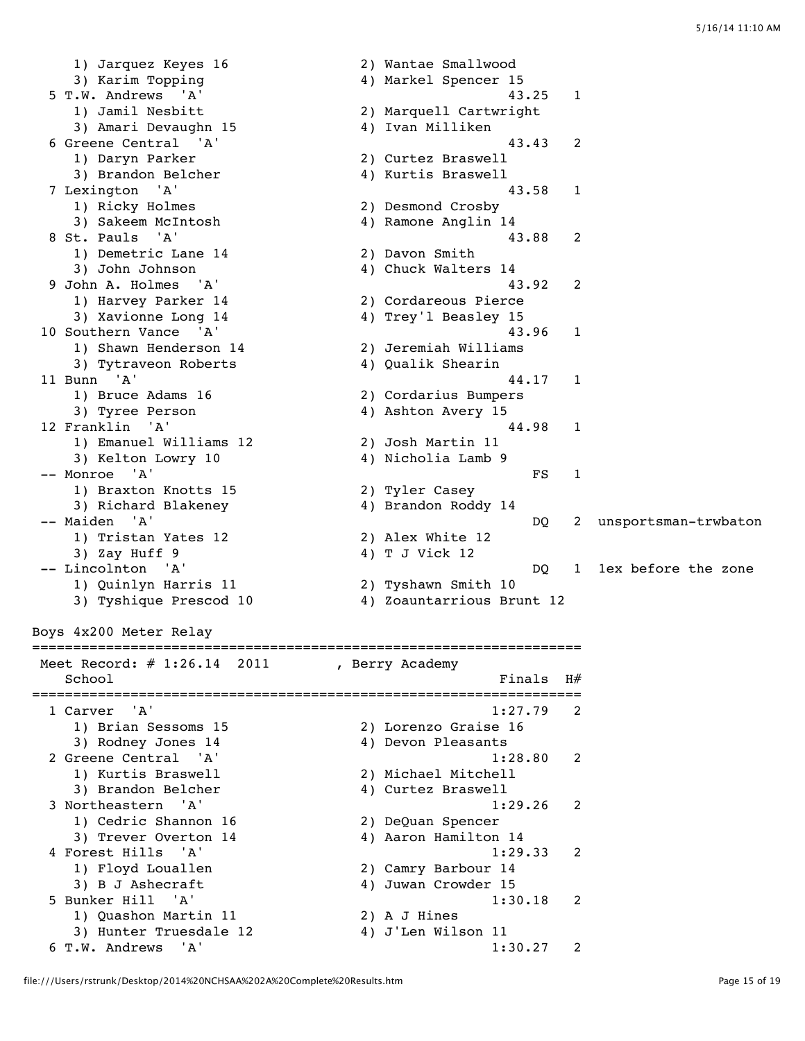```
    1) Jarquez Keyes 16               2) Wantae Smallwood
    3) Karim Topping                  4) Markel Spencer 15
  5 T.W. Andrews  'A'                               43.25   1
    1) Jamil Nesbitt                  2) Marquell Cartwright
    3) Amari Devaughn 15              4) Ivan Milliken
  6 Greene Central  'A'                             43.43   2
    1) Daryn Parker                   2) Curtez Braswell
    3) Brandon Belcher                4) Kurtis Braswell
  7 Lexington  'A'                                  43.58   1
    1) Ricky Holmes                   2) Desmond Crosby
    3) Sakeem McIntosh                4) Ramone Anglin 14
  8 St. Pauls  'A'                                  43.88   2
    1) Demetric Lane 14               2) Davon Smith
    3) John Johnson                   4) Chuck Walters 14
  9 John A. Holmes  'A'                             43.92   2
    1) Harvey Parker 14               2) Cordareous Pierce
    3) Xavionne Long 14               4) Trey'l Beasley 15
 10 Southern Vance  'A'                             43.96   1
    1) Shawn Henderson 14             2) Jeremiah Williams
    3) Tytraveon Roberts              4) Qualik Shearin
 11 Bunn  'A'                                       44.17   1
    1) Bruce Adams 16                 2) Cordarius Bumpers
    3) Tyree Person                   4) Ashton Avery 15
 12 Franklin  'A'                                   44.98   1
    1) Emanuel Williams 12            2) Josh Martin 11
    3) Kelton Lowry 10                4) Nicholia Lamb 9
 -- Monroe  'A'                                        FS   1
    1) Braxton Knotts 15              2) Tyler Casey
    3) Richard Blakeney               4) Brandon Roddy 14
 -- Maiden  'A'                                        DQ   2  unsportsman-trwbaton
    1) Tristan Yates 12               2) Alex White 12
    3) Zay Huff 9                     4) T J Vick 12
 -- Lincolnton  'A'                                    DQ   1  1ex before the zone
    1) Quinlyn Harris 11              2) Tyshawn Smith 10
    3) Tyshique Prescod 10            4) Zoauntarrious Brunt 12

Boys 4x200 Meter Relay
===================================================================
 Meet Record: # 1:26.14  2011        , Berry Academy
   School                                           Finals  H#
===================================================================
  1 Carver  'A'                                   1:27.79   2
    1) Brian Sessoms 15               2) Lorenzo Graise 16
    3) Rodney Jones 14                4) Devon Pleasants
  2 Greene Central  'A'                           1:28.80   2
    1) Kurtis Braswell                2) Michael Mitchell
    3) Brandon Belcher                4) Curtez Braswell
  3 Northeastern  'A'                             1:29.26   2
    1) Cedric Shannon 16              2) DeQuan Spencer
    3) Trever Overton 14              4) Aaron Hamilton 14
  4 Forest Hills  'A'                             1:29.33   2
    1) Floyd Louallen                 2) Camry Barbour 14
    3) B J Ashecraft                  4) Juwan Crowder 15
  5 Bunker Hill  'A'                              1:30.18   2
    1) Quashon Martin 11              2) A J Hines
    3) Hunter Truesdale 12            4) J'Len Wilson 11
  6 T.W. Andrews  'A'                             1:30.27   2
```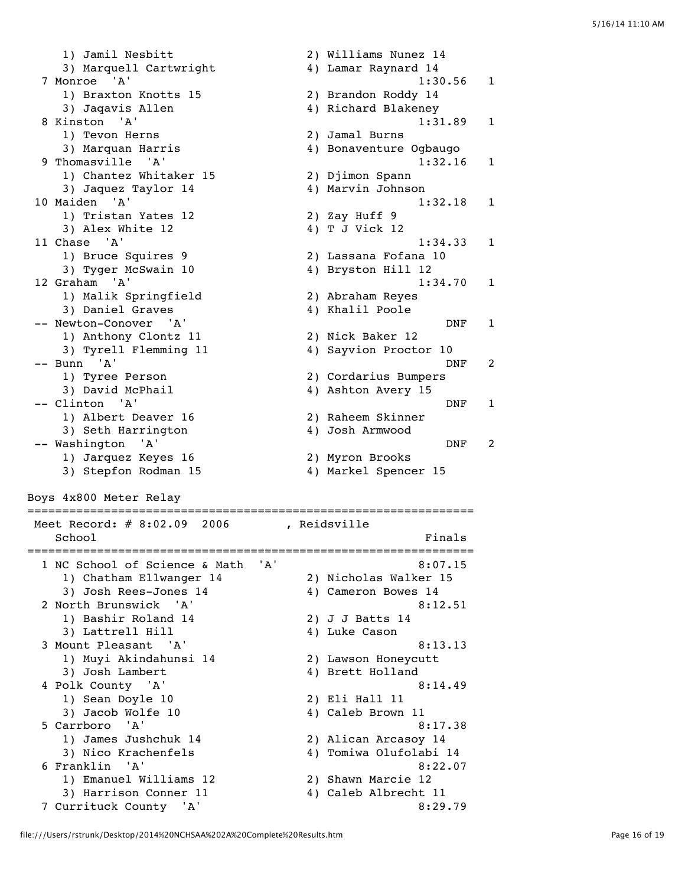```
    1) Jamil Nesbitt                  2) Williams Nunez 14
    3) Marquell Cartwright            4) Lamar Raynard 14
  7 Monroe  'A'                                     1:30.56   1
    1) Braxton Knotts 15              2) Brandon Roddy 14
    3) Jaqavis Allen                  4) Richard Blakeney
  8 Kinston  'A'                                    1:31.89   1
    1) Tevon Herns                    2) Jamal Burns
    3) Marquan Harris                 4) Bonaventure Ogbaugo
  9 Thomasville  'A'                                1:32.16   1
    1) Chantez Whitaker 15            2) Djimon Spann
    3) Jaquez Taylor 14               4) Marvin Johnson
 10 Maiden  'A'                                     1:32.18   1
    1) Tristan Yates 12               2) Zay Huff 9
    3) Alex White 12                  4) T J Vick 12
 11 Chase  'A'                                      1:34.33   1
    1) Bruce Squires 9                2) Lassana Fofana 10
    3) Tyger McSwain 10               4) Bryston Hill 12
 12 Graham  'A'                                     1:34.70   1
    1) Malik Springfield              2) Abraham Reyes
    3) Daniel Graves                  4) Khalil Poole
 -- Newton-Conover  'A'                                 DNF   1
    1) Anthony Clontz 11              2) Nick Baker 12
    3) Tyrell Flemming 11             4) Sayvion Proctor 10
 -- Bunn  'A'                                           DNF   2
    1) Tyree Person                   2) Cordarius Bumpers
    3) David McPhail                  4) Ashton Avery 15
 -- Clinton  'A'                                        DNF   1
    1) Albert Deaver 16               2) Raheem Skinner
    3) Seth Harrington                4) Josh Armwood
 -- Washington  'A'                                     DNF   2
    1) Jarquez Keyes 16               2) Myron Brooks
    3) Stepfon Rodman 15              4) Markel Spencer 15

Boys 4x800 Meter Relay
================================================================
 Meet Record: # 8:02.09  2006        , Reidsville
    School                                               Finals
================================================================
  1 NC School of Science & Math  'A'                    8:07.15
    1) Chatham Ellwanger 14           2) Nicholas Walker 15
    3) Josh Rees-Jones 14             4) Cameron Bowes 14
  2 North Brunswick  'A'                                8:12.51
    1) Bashir Roland 14               2) J J Batts 14
    3) Lattrell Hill                  4) Luke Cason
  3 Mount Pleasant  'A'                                 8:13.13
    1) Muyi Akindahunsi 14            2) Lawson Honeycutt
    3) Josh Lambert                   4) Brett Holland
  4 Polk County  'A'                                    8:14.49
    1) Sean Doyle 10                  2) Eli Hall 11
    3) Jacob Wolfe 10                 4) Caleb Brown 11
  5 Carrboro  'A'                                       8:17.38
    1) James Jushchuk 14              2) Alican Arcasoy 14
    3) Nico Krachenfels               4) Tomiwa Olufolabi 14
  6 Franklin  'A'                                       8:22.07
    1) Emanuel Williams 12            2) Shawn Marcie 12
    3) Harrison Conner 11             4) Caleb Albrecht 11
  7 Currituck County  'A'                               8:29.79
```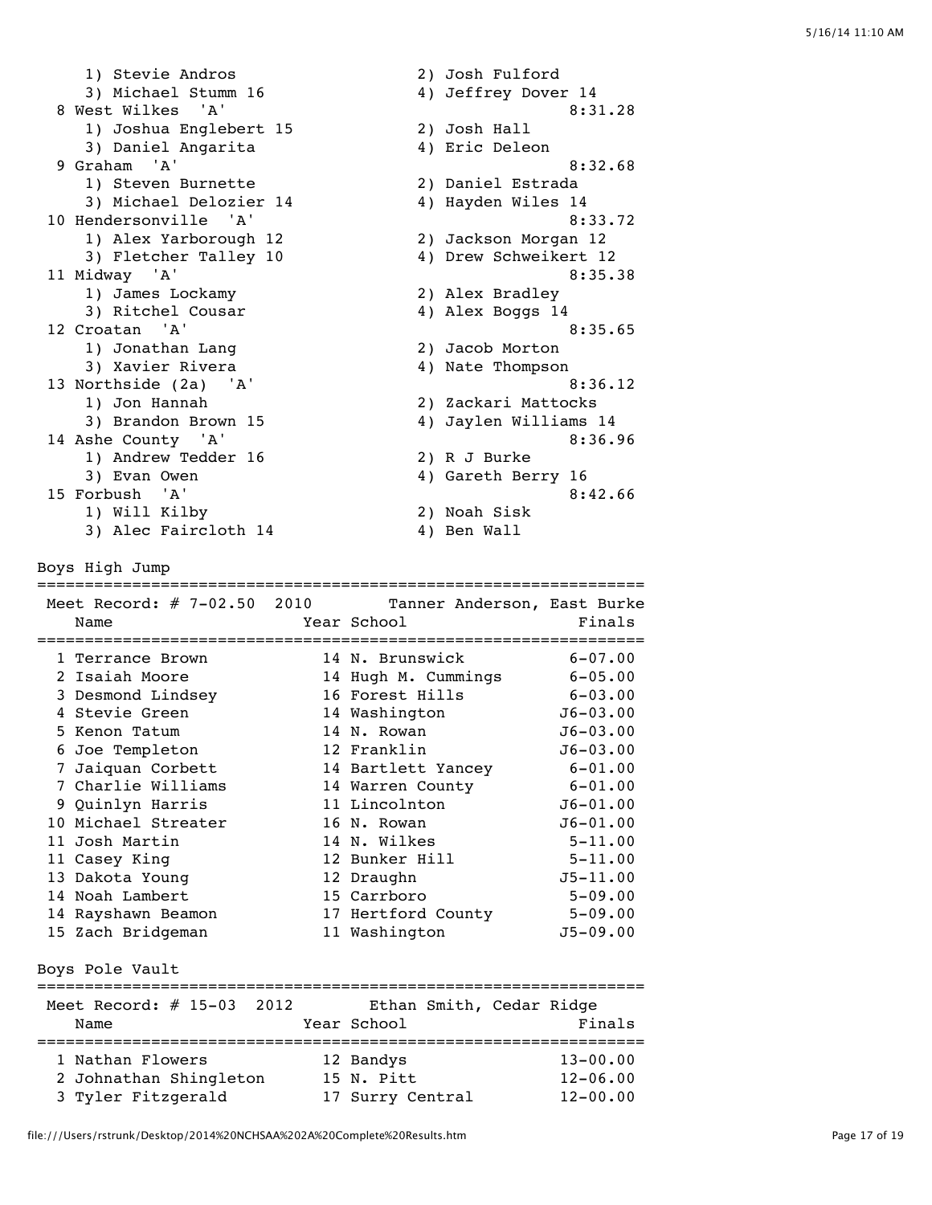```
    1) Stevie Andros                  2) Josh Fulford
    3) Michael Stumm 16               4) Jeffrey Dover 14
 8 West Wilkes  'A'                                    8:31.28
    1) Joshua Englebert 15            2) Josh Hall
    3) Daniel Angarita                4) Eric Deleon
 9 Graham  'A'                                         8:32.68
    1) Steven Burnette                2) Daniel Estrada
    3) Michael Delozier 14            4) Hayden Wiles 14
10 Hendersonville  'A'                                 8:33.72
    1) Alex Yarborough 12             2) Jackson Morgan 12
    3) Fletcher Talley 10             4) Drew Schweikert 12
11 Midway  'A'                                         8:35.38
    1) James Lockamy                  2) Alex Bradley
    3) Ritchel Cousar                 4) Alex Boggs 14
12 Croatan  'A'                                        8:35.65
    1) Jonathan Lang                  2) Jacob Morton
    3) Xavier Rivera                  4) Nate Thompson
13 Northside (2a)  'A'                                 8:36.12
    1) Jon Hannah                     2) Zackari Mattocks
    3) Brandon Brown 15               4) Jaylen Williams 14
14 Ashe County  'A'                                    8:36.96
    1) Andrew Tedder 16               2) R J Burke
    3) Evan Owen                      4) Gareth Berry 16
15 Forbush  'A'                                        8:42.66
    1) Will Kilby                     2) Noah Sisk
    3) Alec Faircloth 14              4) Ben Wall
```

Boys High Jump

```
=================================================================
 Meet Record: # 7-02.50  2010       Tanner Anderson, East Burke
    Name                    Year School                  Finals
=================================================================
  1 Terrance Brown          14 N. Brunswick             6-07.00
  2 Isaiah Moore            14 Hugh M. Cummings         6-05.00
  3 Desmond Lindsey         16 Forest Hills             6-03.00
  4 Stevie Green            14 Washington              J6-03.00
  5 Kenon Tatum             14 N. Rowan                J6-03.00
  6 Joe Templeton           12 Franklin                J6-03.00
  7 Jaiquan Corbett         14 Bartlett Yancey          6-01.00
  7 Charlie Williams        14 Warren County            6-01.00
  9 Quinlyn Harris          11 Lincolnton              J6-01.00
 10 Michael Streater        16 N. Rowan                J6-01.00
 11 Josh Martin             14 N. Wilkes                5-11.00
 11 Casey King              12 Bunker Hill              5-11.00
 13 Dakota Young            12 Draughn                 J5-11.00
 14 Noah Lambert            15 Carrboro                 5-09.00
 14 Rayshawn Beamon         17 Hertford County          5-09.00
 15 Zach Bridgeman          11 Washington              J5-09.00
```

Boys Pole Vault

```
=================================================================
 Meet Record: # 15-03  2012        Ethan Smith, Cedar Ridge
    Name                    Year School                  Finals
=================================================================
  1 Nathan Flowers          12 Bandys                  13-00.00
  2 Johnathan Shingleton    15 N. Pitt                 12-06.00
  3 Tyler Fitzgerald        17 Surry Central           12-00.00
```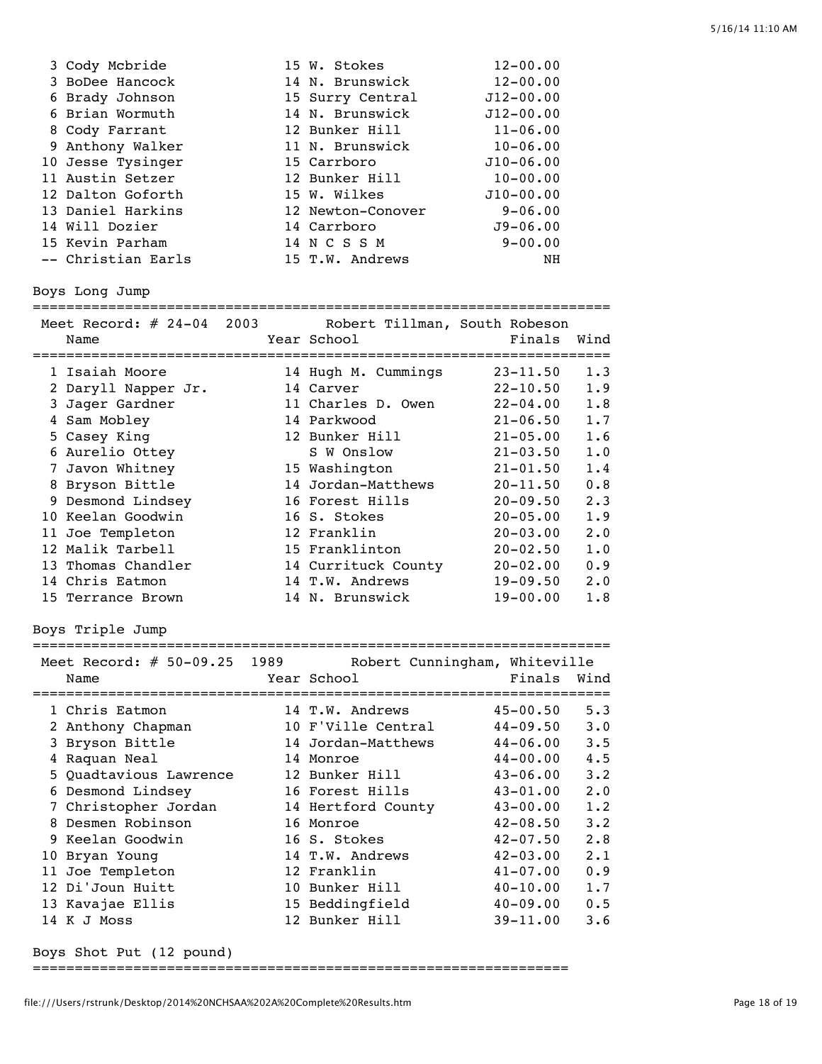| Place | Name | Year | School | Finals |
|---|---|---|---|---|
| 3 | Cody Mcbride | 15 | W. Stokes | 12-00.00 |
| 3 | BoDee Hancock | 14 | N. Brunswick | 12-00.00 |
| 6 | Brady Johnson | 15 | Surry Central | J12-00.00 |
| 6 | Brian Wormuth | 14 | N. Brunswick | J12-00.00 |
| 8 | Cody Farrant | 12 | Bunker Hill | 11-06.00 |
| 9 | Anthony Walker | 11 | N. Brunswick | 10-06.00 |
| 10 | Jesse Tysinger | 15 | Carrboro | J10-06.00 |
| 11 | Austin Setzer | 12 | Bunker Hill | 10-00.00 |
| 12 | Dalton Goforth | 15 | W. Wilkes | J10-00.00 |
| 13 | Daniel Harkins | 12 | Newton-Conover | 9-06.00 |
| 14 | Will Dozier | 14 | Carrboro | J9-06.00 |
| 15 | Kevin Parham | 14 | N C S S M | 9-00.00 |
| -- | Christian Earls | 15 | T.W. Andrews | NH |

## Boys Long Jump

Meet Record: # 24-04 2003 Robert Tillman, South Robeson

| Place | Name | Year | School | Finals | Wind |
|---|---|---|---|---|---|
| 1 | Isaiah Moore | 14 | Hugh M. Cummings | 23-11.50 | 1.3 |
| 2 | Daryll Napper Jr. | 14 | Carver | 22-10.50 | 1.9 |
| 3 | Jager Gardner | 11 | Charles D. Owen | 22-04.00 | 1.8 |
| 4 | Sam Mobley | 14 | Parkwood | 21-06.50 | 1.7 |
| 5 | Casey King | 12 | Bunker Hill | 21-05.00 | 1.6 |
| 6 | Aurelio Ottey | | S W Onslow | 21-03.50 | 1.0 |
| 7 | Javon Whitney | 15 | Washington | 21-01.50 | 1.4 |
| 8 | Bryson Bittle | 14 | Jordan-Matthews | 20-11.50 | 0.8 |
| 9 | Desmond Lindsey | 16 | Forest Hills | 20-09.50 | 2.3 |
| 10 | Keelan Goodwin | 16 | S. Stokes | 20-05.00 | 1.9 |
| 11 | Joe Templeton | 12 | Franklin | 20-03.00 | 2.0 |
| 12 | Malik Tarbell | 15 | Franklinton | 20-02.50 | 1.0 |
| 13 | Thomas Chandler | 14 | Currituck County | 20-02.00 | 0.9 |
| 14 | Chris Eatmon | 14 | T.W. Andrews | 19-09.50 | 2.0 |
| 15 | Terrance Brown | 14 | N. Brunswick | 19-00.00 | 1.8 |

## Boys Triple Jump

Meet Record: # 50-09.25 1989 Robert Cunningham, Whiteville

| Place | Name | Year | School | Finals | Wind |
|---|---|---|---|---|---|
| 1 | Chris Eatmon | 14 | T.W. Andrews | 45-00.50 | 5.3 |
| 2 | Anthony Chapman | 10 | F'Ville Central | 44-09.50 | 3.0 |
| 3 | Bryson Bittle | 14 | Jordan-Matthews | 44-06.00 | 3.5 |
| 4 | Raquan Neal | 14 | Monroe | 44-00.00 | 4.5 |
| 5 | Quadtavious Lawrence | 12 | Bunker Hill | 43-06.00 | 3.2 |
| 6 | Desmond Lindsey | 16 | Forest Hills | 43-01.00 | 2.0 |
| 7 | Christopher Jordan | 14 | Hertford County | 43-00.00 | 1.2 |
| 8 | Desmen Robinson | 16 | Monroe | 42-08.50 | 3.2 |
| 9 | Keelan Goodwin | 16 | S. Stokes | 42-07.50 | 2.8 |
| 10 | Bryan Young | 14 | T.W. Andrews | 42-03.00 | 2.1 |
| 11 | Joe Templeton | 12 | Franklin | 41-07.00 | 0.9 |
| 12 | Di'Joun Huitt | 10 | Bunker Hill | 40-10.00 | 1.7 |
| 13 | Kavajae Ellis | 15 | Beddingfield | 40-09.00 | 0.5 |
| 14 | K J Moss | 12 | Bunker Hill | 39-11.00 | 3.6 |

## Boys Shot Put (12 pound)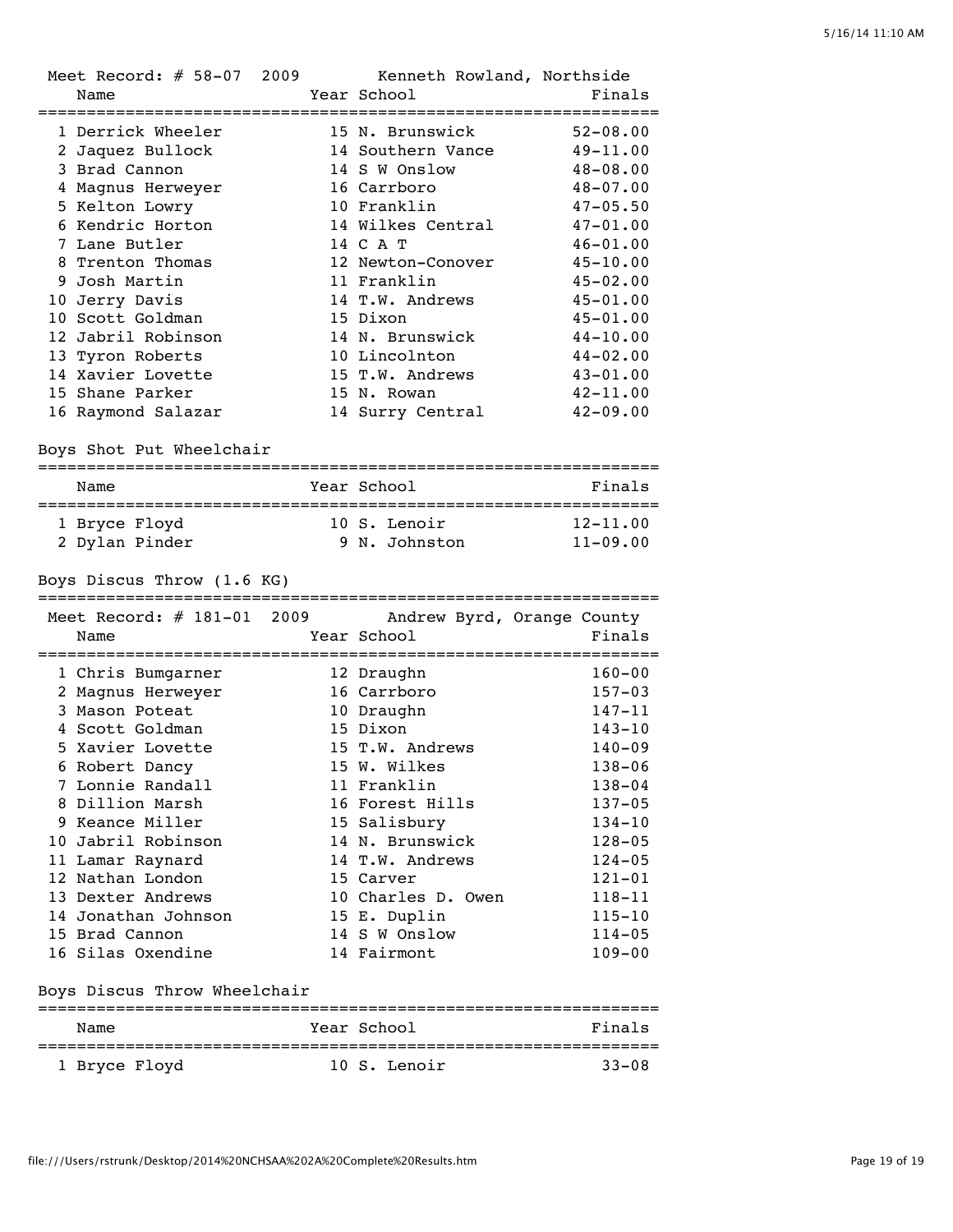Meet Record: # 58-07 2009 Kenneth Rowland, Northside

| | Name | Year | School | Finals |
|---|---|---|---|---|
| 1 | Derrick Wheeler | 15 | N. Brunswick | 52-08.00 |
| 2 | Jaquez Bullock | 14 | Southern Vance | 49-11.00 |
| 3 | Brad Cannon | 14 | S W Onslow | 48-08.00 |
| 4 | Magnus Herweyer | 16 | Carrboro | 48-07.00 |
| 5 | Kelton Lowry | 10 | Franklin | 47-05.50 |
| 6 | Kendric Horton | 14 | Wilkes Central | 47-01.00 |
| 7 | Lane Butler | 14 | C A T | 46-01.00 |
| 8 | Trenton Thomas | 12 | Newton-Conover | 45-10.00 |
| 9 | Josh Martin | 11 | Franklin | 45-02.00 |
| 10 | Jerry Davis | 14 | T.W. Andrews | 45-01.00 |
| 10 | Scott Goldman | 15 | Dixon | 45-01.00 |
| 12 | Jabril Robinson | 14 | N. Brunswick | 44-10.00 |
| 13 | Tyron Roberts | 10 | Lincolnton | 44-02.00 |
| 14 | Xavier Lovette | 15 | T.W. Andrews | 43-01.00 |
| 15 | Shane Parker | 15 | N. Rowan | 42-11.00 |
| 16 | Raymond Salazar | 14 | Surry Central | 42-09.00 |

## Boys Shot Put Wheelchair

| | Name | Year | School | Finals |
|---|---|---|---|---|
| 1 | Bryce Floyd | 10 | S. Lenoir | 12-11.00 |
| 2 | Dylan Pinder | 9 | N. Johnston | 11-09.00 |

## Boys Discus Throw (1.6 KG)

Meet Record: # 181-01 2009 Andrew Byrd, Orange County

| | Name | Year | School | Finals |
|---|---|---|---|---|
| 1 | Chris Bumgarner | 12 | Draughn | 160-00 |
| 2 | Magnus Herweyer | 16 | Carrboro | 157-03 |
| 3 | Mason Poteat | 10 | Draughn | 147-11 |
| 4 | Scott Goldman | 15 | Dixon | 143-10 |
| 5 | Xavier Lovette | 15 | T.W. Andrews | 140-09 |
| 6 | Robert Dancy | 15 | W. Wilkes | 138-06 |
| 7 | Lonnie Randall | 11 | Franklin | 138-04 |
| 8 | Dillion Marsh | 16 | Forest Hills | 137-05 |
| 9 | Keance Miller | 15 | Salisbury | 134-10 |
| 10 | Jabril Robinson | 14 | N. Brunswick | 128-05 |
| 11 | Lamar Raynard | 14 | T.W. Andrews | 124-05 |
| 12 | Nathan London | 15 | Carver | 121-01 |
| 13 | Dexter Andrews | 10 | Charles D. Owen | 118-11 |
| 14 | Jonathan Johnson | 15 | E. Duplin | 115-10 |
| 15 | Brad Cannon | 14 | S W Onslow | 114-05 |
| 16 | Silas Oxendine | 14 | Fairmont | 109-00 |

## Boys Discus Throw Wheelchair

| | Name | Year | School | Finals |
|---|---|---|---|---|
| 1 | Bryce Floyd | 10 | S. Lenoir | 33-08 |